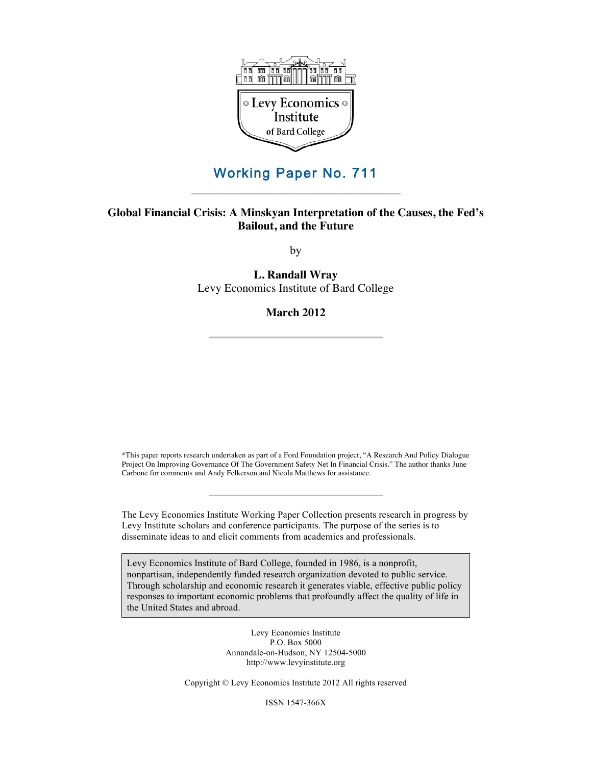Levy Economics Institute of Bard College

# Working Paper No. 711

## Global Financial Crisis: A Minskyan Interpretation of the Causes, the Fed's Bailout, and the Future

by

**L. Randall Wray**
Levy Economics Institute of Bard College

**March 2012**

*This paper reports research undertaken as part of a Ford Foundation project, "A Research And Policy Dialogue Project On Improving Governance Of The Government Safety Net In Financial Crisis." The author thanks June Carbone for comments and Andy Felkerson and Nicola Matthews for assistance.

The Levy Economics Institute Working Paper Collection presents research in progress by Levy Institute scholars and conference participants. The purpose of the series is to disseminate ideas to and elicit comments from academics and professionals.

Levy Economics Institute of Bard College, founded in 1986, is a nonprofit, nonpartisan, independently funded research organization devoted to public service. Through scholarship and economic research it generates viable, effective public policy responses to important economic problems that profoundly affect the quality of life in the United States and abroad.

Levy Economics Institute
P.O. Box 5000
Annandale-on-Hudson, NY 12504-5000
http://www.levyinstitute.org

Copyright © Levy Economics Institute 2012 All rights reserved

ISSN 1547-366X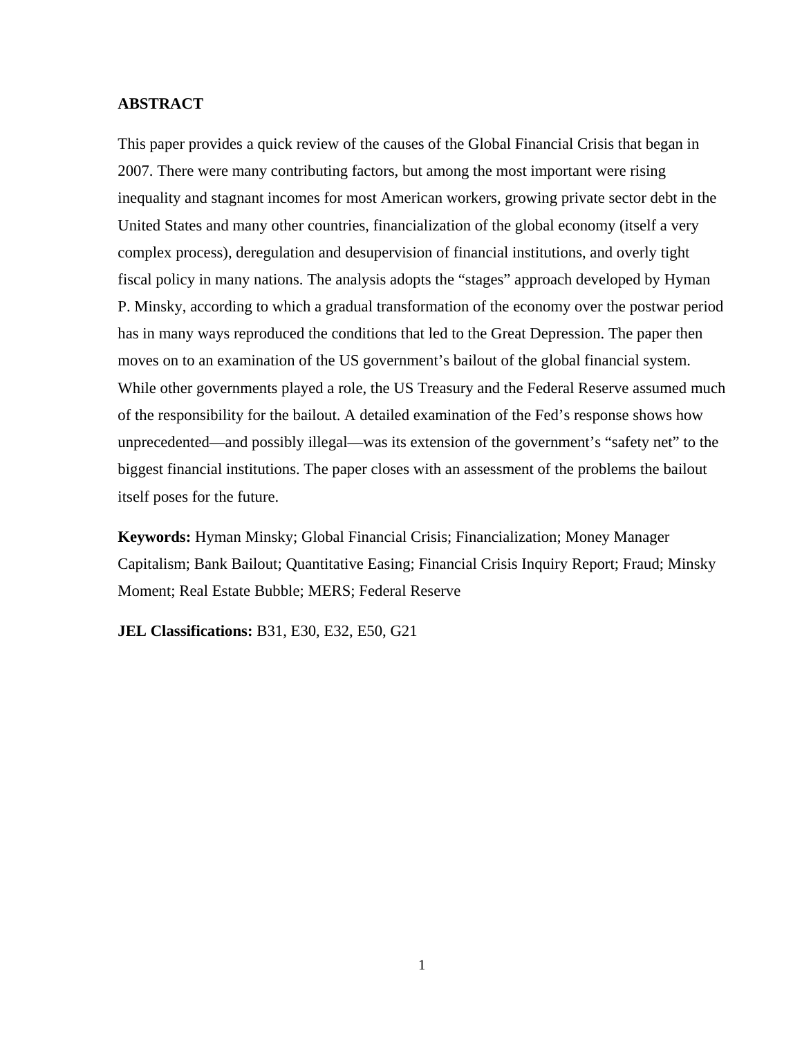## ABSTRACT

This paper provides a quick review of the causes of the Global Financial Crisis that began in 2007. There were many contributing factors, but among the most important were rising inequality and stagnant incomes for most American workers, growing private sector debt in the United States and many other countries, financialization of the global economy (itself a very complex process), deregulation and desupervision of financial institutions, and overly tight fiscal policy in many nations. The analysis adopts the "stages" approach developed by Hyman P. Minsky, according to which a gradual transformation of the economy over the postwar period has in many ways reproduced the conditions that led to the Great Depression. The paper then moves on to an examination of the US government's bailout of the global financial system. While other governments played a role, the US Treasury and the Federal Reserve assumed much of the responsibility for the bailout. A detailed examination of the Fed's response shows how unprecedented—and possibly illegal—was its extension of the government's "safety net" to the biggest financial institutions. The paper closes with an assessment of the problems the bailout itself poses for the future.

**Keywords:** Hyman Minsky; Global Financial Crisis; Financialization; Money Manager Capitalism; Bank Bailout; Quantitative Easing; Financial Crisis Inquiry Report; Fraud; Minsky Moment; Real Estate Bubble; MERS; Federal Reserve

**JEL Classifications:** B31, E30, E32, E50, G21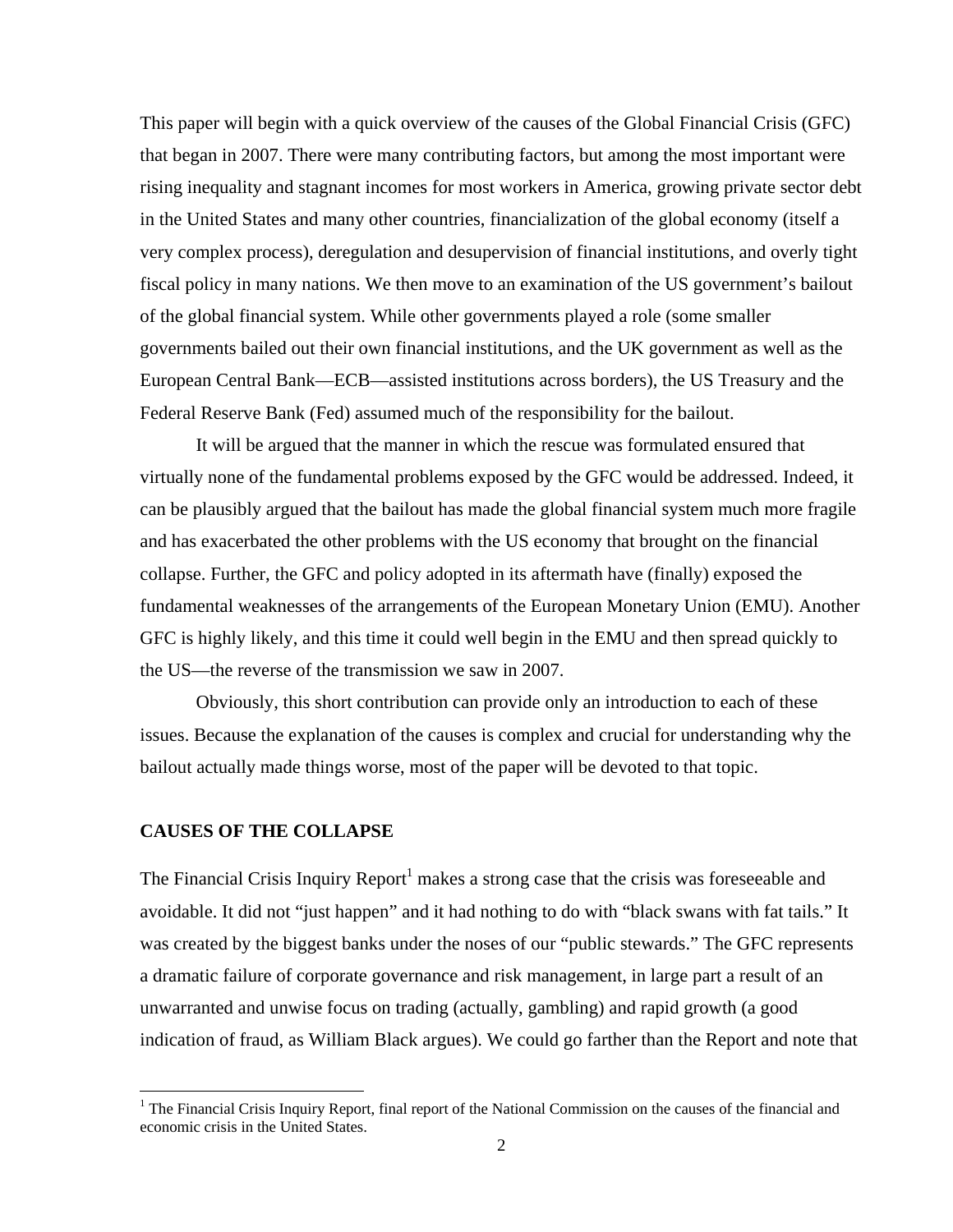This paper will begin with a quick overview of the causes of the Global Financial Crisis (GFC) that began in 2007. There were many contributing factors, but among the most important were rising inequality and stagnant incomes for most workers in America, growing private sector debt in the United States and many other countries, financialization of the global economy (itself a very complex process), deregulation and desupervision of financial institutions, and overly tight fiscal policy in many nations. We then move to an examination of the US government's bailout of the global financial system. While other governments played a role (some smaller governments bailed out their own financial institutions, and the UK government as well as the European Central Bank—ECB—assisted institutions across borders), the US Treasury and the Federal Reserve Bank (Fed) assumed much of the responsibility for the bailout.

It will be argued that the manner in which the rescue was formulated ensured that virtually none of the fundamental problems exposed by the GFC would be addressed. Indeed, it can be plausibly argued that the bailout has made the global financial system much more fragile and has exacerbated the other problems with the US economy that brought on the financial collapse. Further, the GFC and policy adopted in its aftermath have (finally) exposed the fundamental weaknesses of the arrangements of the European Monetary Union (EMU). Another GFC is highly likely, and this time it could well begin in the EMU and then spread quickly to the US—the reverse of the transmission we saw in 2007.

Obviously, this short contribution can provide only an introduction to each of these issues. Because the explanation of the causes is complex and crucial for understanding why the bailout actually made things worse, most of the paper will be devoted to that topic.

## CAUSES OF THE COLLAPSE

The Financial Crisis Inquiry Report[1] makes a strong case that the crisis was foreseeable and avoidable. It did not "just happen" and it had nothing to do with "black swans with fat tails." It was created by the biggest banks under the noses of our "public stewards." The GFC represents a dramatic failure of corporate governance and risk management, in large part a result of an unwarranted and unwise focus on trading (actually, gambling) and rapid growth (a good indication of fraud, as William Black argues). We could go farther than the Report and note that

[1] The Financial Crisis Inquiry Report, final report of the National Commission on the causes of the financial and economic crisis in the United States.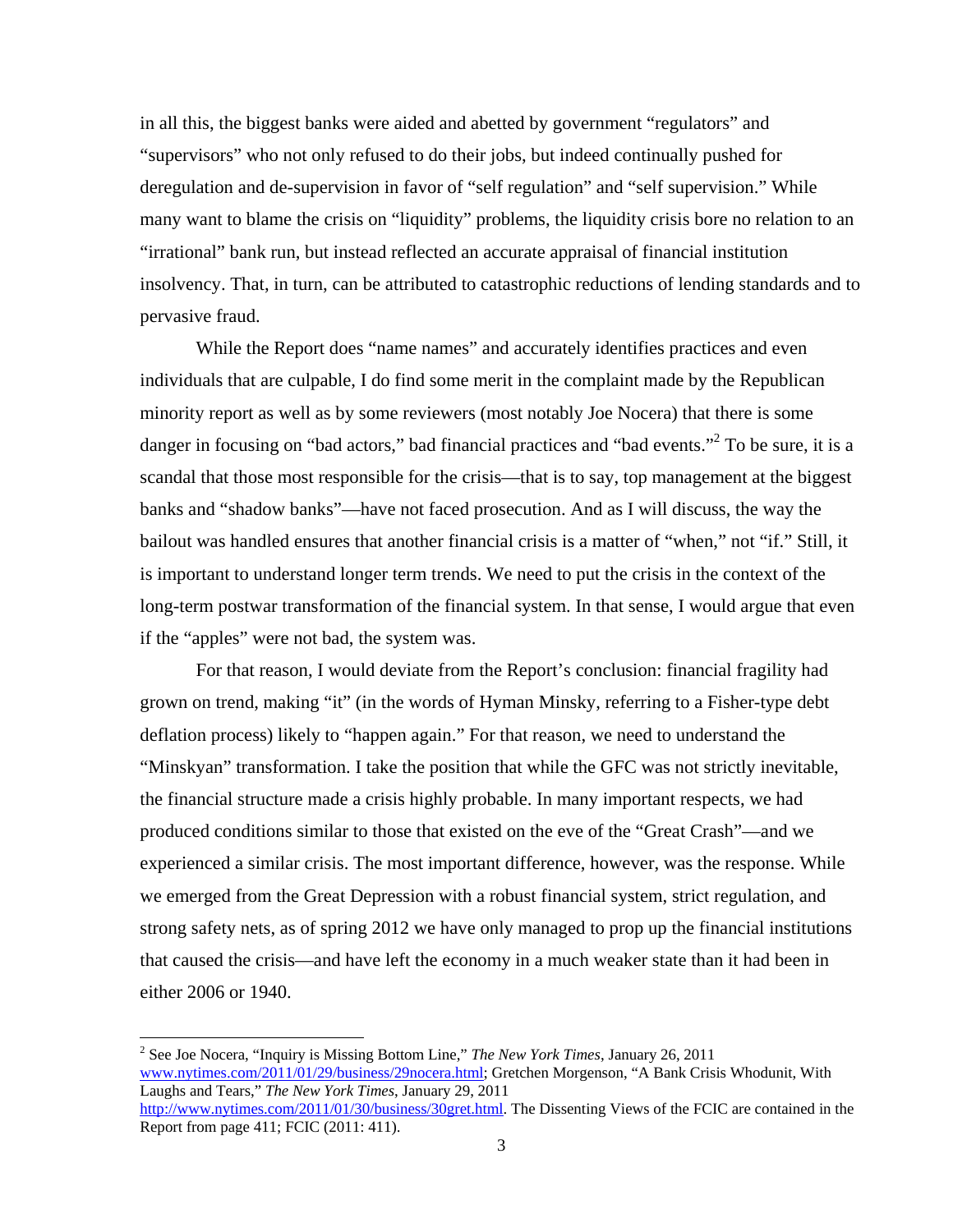in all this, the biggest banks were aided and abetted by government "regulators" and "supervisors" who not only refused to do their jobs, but indeed continually pushed for deregulation and de-supervision in favor of "self regulation" and "self supervision." While many want to blame the crisis on "liquidity" problems, the liquidity crisis bore no relation to an "irrational" bank run, but instead reflected an accurate appraisal of financial institution insolvency. That, in turn, can be attributed to catastrophic reductions of lending standards and to pervasive fraud.

While the Report does "name names" and accurately identifies practices and even individuals that are culpable, I do find some merit in the complaint made by the Republican minority report as well as by some reviewers (most notably Joe Nocera) that there is some danger in focusing on "bad actors," bad financial practices and "bad events."[2] To be sure, it is a scandal that those most responsible for the crisis—that is to say, top management at the biggest banks and "shadow banks"—have not faced prosecution. And as I will discuss, the way the bailout was handled ensures that another financial crisis is a matter of "when," not "if." Still, it is important to understand longer term trends. We need to put the crisis in the context of the long-term postwar transformation of the financial system. In that sense, I would argue that even if the "apples" were not bad, the system was.

For that reason, I would deviate from the Report's conclusion: financial fragility had grown on trend, making "it" (in the words of Hyman Minsky, referring to a Fisher-type debt deflation process) likely to "happen again." For that reason, we need to understand the "Minskyan" transformation. I take the position that while the GFC was not strictly inevitable, the financial structure made a crisis highly probable. In many important respects, we had produced conditions similar to those that existed on the eve of the "Great Crash"—and we experienced a similar crisis. The most important difference, however, was the response. While we emerged from the Great Depression with a robust financial system, strict regulation, and strong safety nets, as of spring 2012 we have only managed to prop up the financial institutions that caused the crisis—and have left the economy in a much weaker state than it had been in either 2006 or 1940.

---

[2] See Joe Nocera, "Inquiry is Missing Bottom Line," *The New York Times*, January 26, 2011 www.nytimes.com/2011/01/29/business/29nocera.html; Gretchen Morgenson, "A Bank Crisis Whodunit, With Laughs and Tears," *The New York Times*, January 29, 2011 http://www.nytimes.com/2011/01/30/business/30gret.html. The Dissenting Views of the FCIC are contained in the Report from page 411; FCIC (2011: 411).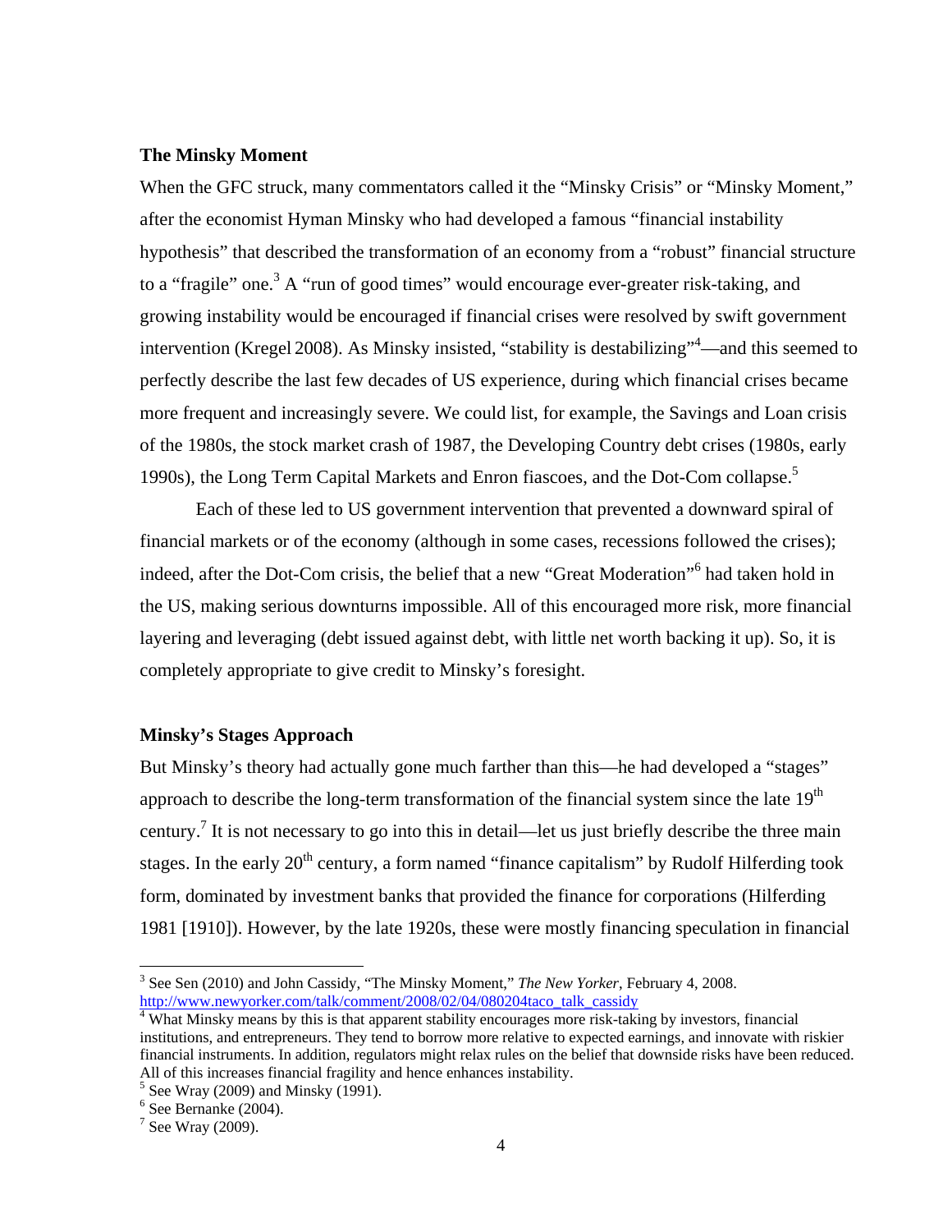### The Minsky Moment

When the GFC struck, many commentators called it the "Minsky Crisis" or "Minsky Moment," after the economist Hyman Minsky who had developed a famous "financial instability hypothesis" that described the transformation of an economy from a "robust" financial structure to a "fragile" one.[3] A "run of good times" would encourage ever-greater risk-taking, and growing instability would be encouraged if financial crises were resolved by swift government intervention (Kregel 2008). As Minsky insisted, "stability is destabilizing"[4]—and this seemed to perfectly describe the last few decades of US experience, during which financial crises became more frequent and increasingly severe. We could list, for example, the Savings and Loan crisis of the 1980s, the stock market crash of 1987, the Developing Country debt crises (1980s, early 1990s), the Long Term Capital Markets and Enron fiascoes, and the Dot-Com collapse.[5]

Each of these led to US government intervention that prevented a downward spiral of financial markets or of the economy (although in some cases, recessions followed the crises); indeed, after the Dot-Com crisis, the belief that a new "Great Moderation"[6] had taken hold in the US, making serious downturns impossible. All of this encouraged more risk, more financial layering and leveraging (debt issued against debt, with little net worth backing it up). So, it is completely appropriate to give credit to Minsky's foresight.

### Minsky's Stages Approach

But Minsky's theory had actually gone much farther than this—he had developed a "stages" approach to describe the long-term transformation of the financial system since the late 19th century.[7] It is not necessary to go into this in detail—let us just briefly describe the three main stages. In the early 20th century, a form named "finance capitalism" by Rudolf Hilferding took form, dominated by investment banks that provided the finance for corporations (Hilferding 1981 [1910]). However, by the late 1920s, these were mostly financing speculation in financial

---

[3] See Sen (2010) and John Cassidy, "The Minsky Moment," *The New Yorker*, February 4, 2008. http://www.newyorker.com/talk/comment/2008/02/04/080204taco_talk_cassidy

[4] What Minsky means by this is that apparent stability encourages more risk-taking by investors, financial institutions, and entrepreneurs. They tend to borrow more relative to expected earnings, and innovate with riskier financial instruments. In addition, regulators might relax rules on the belief that downside risks have been reduced. All of this increases financial fragility and hence enhances instability.

[5] See Wray (2009) and Minsky (1991).

[6] See Bernanke (2004).

[7] See Wray (2009).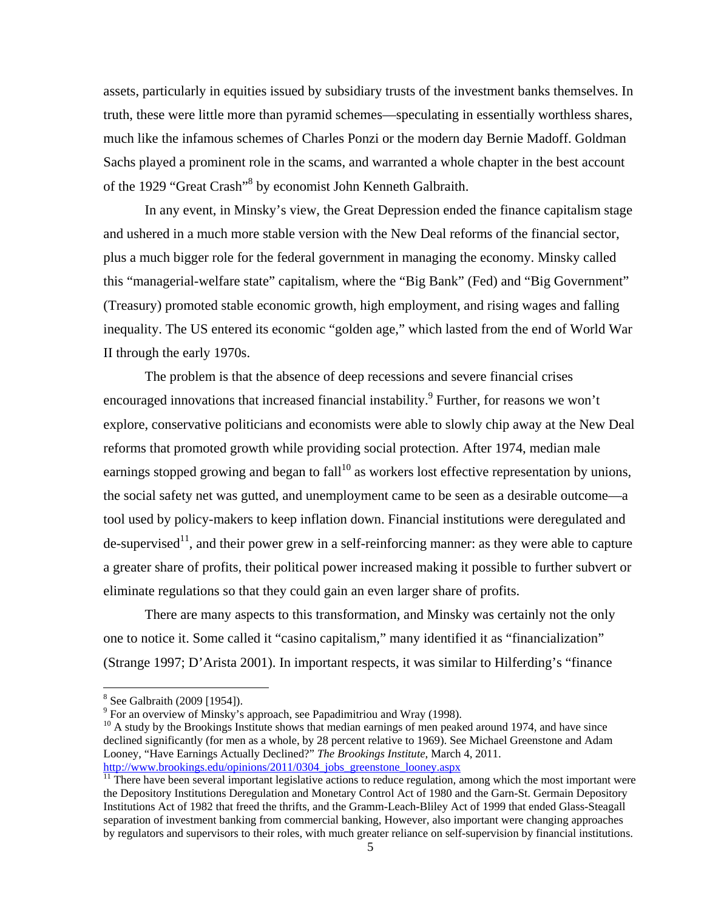assets, particularly in equities issued by subsidiary trusts of the investment banks themselves. In truth, these were little more than pyramid schemes—speculating in essentially worthless shares, much like the infamous schemes of Charles Ponzi or the modern day Bernie Madoff. Goldman Sachs played a prominent role in the scams, and warranted a whole chapter in the best account of the 1929 "Great Crash"[8] by economist John Kenneth Galbraith.

In any event, in Minsky's view, the Great Depression ended the finance capitalism stage and ushered in a much more stable version with the New Deal reforms of the financial sector, plus a much bigger role for the federal government in managing the economy. Minsky called this "managerial-welfare state" capitalism, where the "Big Bank" (Fed) and "Big Government" (Treasury) promoted stable economic growth, high employment, and rising wages and falling inequality. The US entered its economic "golden age," which lasted from the end of World War II through the early 1970s.

The problem is that the absence of deep recessions and severe financial crises encouraged innovations that increased financial instability.[9] Further, for reasons we won't explore, conservative politicians and economists were able to slowly chip away at the New Deal reforms that promoted growth while providing social protection. After 1974, median male earnings stopped growing and began to fall[10] as workers lost effective representation by unions, the social safety net was gutted, and unemployment came to be seen as a desirable outcome—a tool used by policy-makers to keep inflation down. Financial institutions were deregulated and de-supervised[11], and their power grew in a self-reinforcing manner: as they were able to capture a greater share of profits, their political power increased making it possible to further subvert or eliminate regulations so that they could gain an even larger share of profits.

There are many aspects to this transformation, and Minsky was certainly not the only one to notice it. Some called it "casino capitalism," many identified it as "financialization" (Strange 1997; D'Arista 2001). In important respects, it was similar to Hilferding's "finance

---

[8] See Galbraith (2009 [1954]).

[9] For an overview of Minsky's approach, see Papadimitriou and Wray (1998).

[10] A study by the Brookings Institute shows that median earnings of men peaked around 1974, and have since declined significantly (for men as a whole, by 28 percent relative to 1969). See Michael Greenstone and Adam Looney, "Have Earnings Actually Declined?" *The Brookings Institute*, March 4, 2011. http://www.brookings.edu/opinions/2011/0304_jobs_greenstone_looney.aspx

[11] There have been several important legislative actions to reduce regulation, among which the most important were the Depository Institutions Deregulation and Monetary Control Act of 1980 and the Garn-St. Germain Depository Institutions Act of 1982 that freed the thrifts, and the Gramm-Leach-Bliley Act of 1999 that ended Glass-Steagall separation of investment banking from commercial banking, However, also important were changing approaches by regulators and supervisors to their roles, with much greater reliance on self-supervision by financial institutions.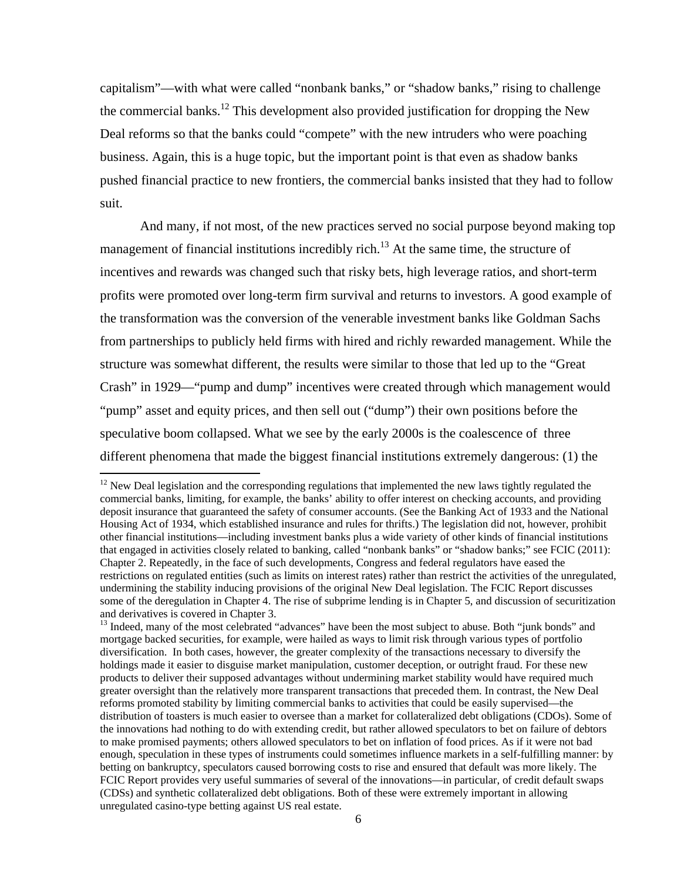capitalism"—with what were called "nonbank banks," or "shadow banks," rising to challenge the commercial banks.[12] This development also provided justification for dropping the New Deal reforms so that the banks could "compete" with the new intruders who were poaching business. Again, this is a huge topic, but the important point is that even as shadow banks pushed financial practice to new frontiers, the commercial banks insisted that they had to follow suit.

And many, if not most, of the new practices served no social purpose beyond making top management of financial institutions incredibly rich.[13] At the same time, the structure of incentives and rewards was changed such that risky bets, high leverage ratios, and short-term profits were promoted over long-term firm survival and returns to investors. A good example of the transformation was the conversion of the venerable investment banks like Goldman Sachs from partnerships to publicly held firms with hired and richly rewarded management. While the structure was somewhat different, the results were similar to those that led up to the "Great Crash" in 1929—"pump and dump" incentives were created through which management would "pump" asset and equity prices, and then sell out ("dump") their own positions before the speculative boom collapsed. What we see by the early 2000s is the coalescence of three different phenomena that made the biggest financial institutions extremely dangerous: (1) the

---

[12] New Deal legislation and the corresponding regulations that implemented the new laws tightly regulated the commercial banks, limiting, for example, the banks' ability to offer interest on checking accounts, and providing deposit insurance that guaranteed the safety of consumer accounts. (See the Banking Act of 1933 and the National Housing Act of 1934, which established insurance and rules for thrifts.) The legislation did not, however, prohibit other financial institutions—including investment banks plus a wide variety of other kinds of financial institutions that engaged in activities closely related to banking, called "nonbank banks" or "shadow banks;" see FCIC (2011): Chapter 2. Repeatedly, in the face of such developments, Congress and federal regulators have eased the restrictions on regulated entities (such as limits on interest rates) rather than restrict the activities of the unregulated, undermining the stability inducing provisions of the original New Deal legislation. The FCIC Report discusses some of the deregulation in Chapter 4. The rise of subprime lending is in Chapter 5, and discussion of securitization and derivatives is covered in Chapter 3.

[13] Indeed, many of the most celebrated "advances" have been the most subject to abuse. Both "junk bonds" and mortgage backed securities, for example, were hailed as ways to limit risk through various types of portfolio diversification. In both cases, however, the greater complexity of the transactions necessary to diversify the holdings made it easier to disguise market manipulation, customer deception, or outright fraud. For these new products to deliver their supposed advantages without undermining market stability would have required much greater oversight than the relatively more transparent transactions that preceded them. In contrast, the New Deal reforms promoted stability by limiting commercial banks to activities that could be easily supervised—the distribution of toasters is much easier to oversee than a market for collateralized debt obligations (CDOs). Some of the innovations had nothing to do with extending credit, but rather allowed speculators to bet on failure of debtors to make promised payments; others allowed speculators to bet on inflation of food prices. As if it were not bad enough, speculation in these types of instruments could sometimes influence markets in a self-fulfilling manner: by betting on bankruptcy, speculators caused borrowing costs to rise and ensured that default was more likely. The FCIC Report provides very useful summaries of several of the innovations—in particular, of credit default swaps (CDSs) and synthetic collateralized debt obligations. Both of these were extremely important in allowing unregulated casino-type betting against US real estate.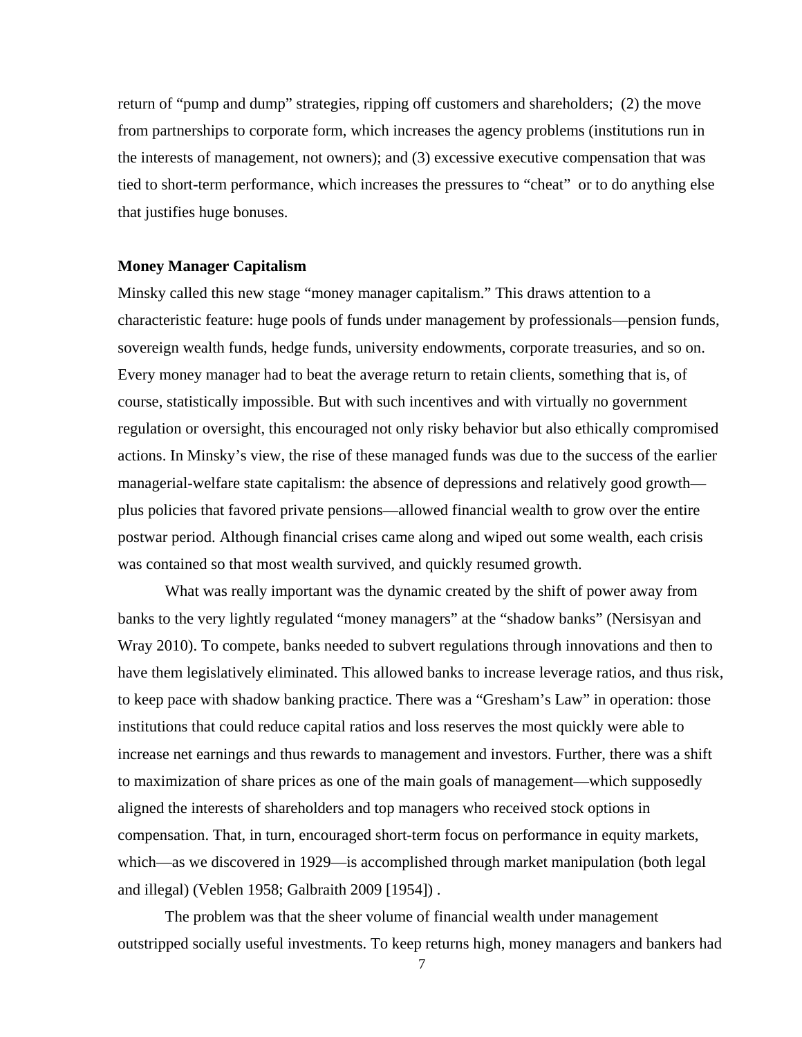return of "pump and dump" strategies, ripping off customers and shareholders; (2) the move from partnerships to corporate form, which increases the agency problems (institutions run in the interests of management, not owners); and (3) excessive executive compensation that was tied to short-term performance, which increases the pressures to "cheat" or to do anything else that justifies huge bonuses.

### Money Manager Capitalism

Minsky called this new stage "money manager capitalism." This draws attention to a characteristic feature: huge pools of funds under management by professionals—pension funds, sovereign wealth funds, hedge funds, university endowments, corporate treasuries, and so on. Every money manager had to beat the average return to retain clients, something that is, of course, statistically impossible. But with such incentives and with virtually no government regulation or oversight, this encouraged not only risky behavior but also ethically compromised actions. In Minsky's view, the rise of these managed funds was due to the success of the earlier managerial-welfare state capitalism: the absence of depressions and relatively good growth—plus policies that favored private pensions—allowed financial wealth to grow over the entire postwar period. Although financial crises came along and wiped out some wealth, each crisis was contained so that most wealth survived, and quickly resumed growth.

What was really important was the dynamic created by the shift of power away from banks to the very lightly regulated "money managers" at the "shadow banks" (Nersisyan and Wray 2010). To compete, banks needed to subvert regulations through innovations and then to have them legislatively eliminated. This allowed banks to increase leverage ratios, and thus risk, to keep pace with shadow banking practice. There was a "Gresham's Law" in operation: those institutions that could reduce capital ratios and loss reserves the most quickly were able to increase net earnings and thus rewards to management and investors. Further, there was a shift to maximization of share prices as one of the main goals of management—which supposedly aligned the interests of shareholders and top managers who received stock options in compensation. That, in turn, encouraged short-term focus on performance in equity markets, which—as we discovered in 1929—is accomplished through market manipulation (both legal and illegal) (Veblen 1958; Galbraith 2009 [1954]) .

The problem was that the sheer volume of financial wealth under management outstripped socially useful investments. To keep returns high, money managers and bankers had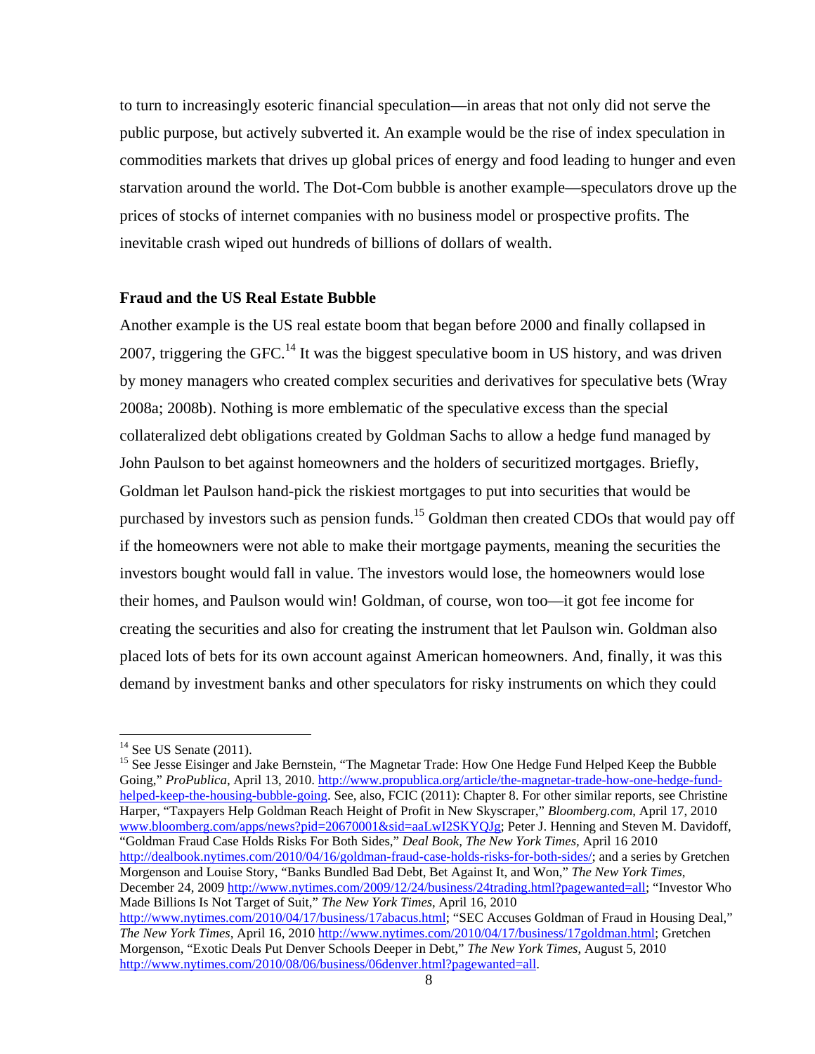to turn to increasingly esoteric financial speculation—in areas that not only did not serve the public purpose, but actively subverted it. An example would be the rise of index speculation in commodities markets that drives up global prices of energy and food leading to hunger and even starvation around the world. The Dot-Com bubble is another example—speculators drove up the prices of stocks of internet companies with no business model or prospective profits. The inevitable crash wiped out hundreds of billions of dollars of wealth.

**Fraud and the US Real Estate Bubble**

Another example is the US real estate boom that began before 2000 and finally collapsed in 2007, triggering the GFC.[14] It was the biggest speculative boom in US history, and was driven by money managers who created complex securities and derivatives for speculative bets (Wray 2008a; 2008b). Nothing is more emblematic of the speculative excess than the special collateralized debt obligations created by Goldman Sachs to allow a hedge fund managed by John Paulson to bet against homeowners and the holders of securitized mortgages. Briefly, Goldman let Paulson hand-pick the riskiest mortgages to put into securities that would be purchased by investors such as pension funds.[15] Goldman then created CDOs that would pay off if the homeowners were not able to make their mortgage payments, meaning the securities the investors bought would fall in value. The investors would lose, the homeowners would lose their homes, and Paulson would win! Goldman, of course, won too—it got fee income for creating the securities and also for creating the instrument that let Paulson win. Goldman also placed lots of bets for its own account against American homeowners. And, finally, it was this demand by investment banks and other speculators for risky instruments on which they could

---

[14] See US Senate (2011).

[15] See Jesse Eisinger and Jake Bernstein, "The Magnetar Trade: How One Hedge Fund Helped Keep the Bubble Going," *ProPublica*, April 13, 2010. http://www.propublica.org/article/the-magnetar-trade-how-one-hedge-fund-helped-keep-the-housing-bubble-going. See, also, FCIC (2011): Chapter 8. For other similar reports, see Christine Harper, "Taxpayers Help Goldman Reach Height of Profit in New Skyscraper," *Bloomberg.com*, April 17, 2010 www.bloomberg.com/apps/news?pid=20670001&sid=aaLwI2SKYQJg; Peter J. Henning and Steven M. Davidoff, "Goldman Fraud Case Holds Risks For Both Sides," *Deal Book, The New York Times*, April 16 2010 http://dealbook.nytimes.com/2010/04/16/goldman-fraud-case-holds-risks-for-both-sides/; and a series by Gretchen Morgenson and Louise Story, "Banks Bundled Bad Debt, Bet Against It, and Won," *The New York Times*, December 24, 2009 http://www.nytimes.com/2009/12/24/business/24trading.html?pagewanted=all; "Investor Who Made Billions Is Not Target of Suit," *The New York Times*, April 16, 2010 http://www.nytimes.com/2010/04/17/business/17abacus.html; "SEC Accuses Goldman of Fraud in Housing Deal," *The New York Times*, April 16, 2010 http://www.nytimes.com/2010/04/17/business/17goldman.html; Gretchen Morgenson, "Exotic Deals Put Denver Schools Deeper in Debt," *The New York Times*, August 5, 2010 http://www.nytimes.com/2010/08/06/business/06denver.html?pagewanted=all.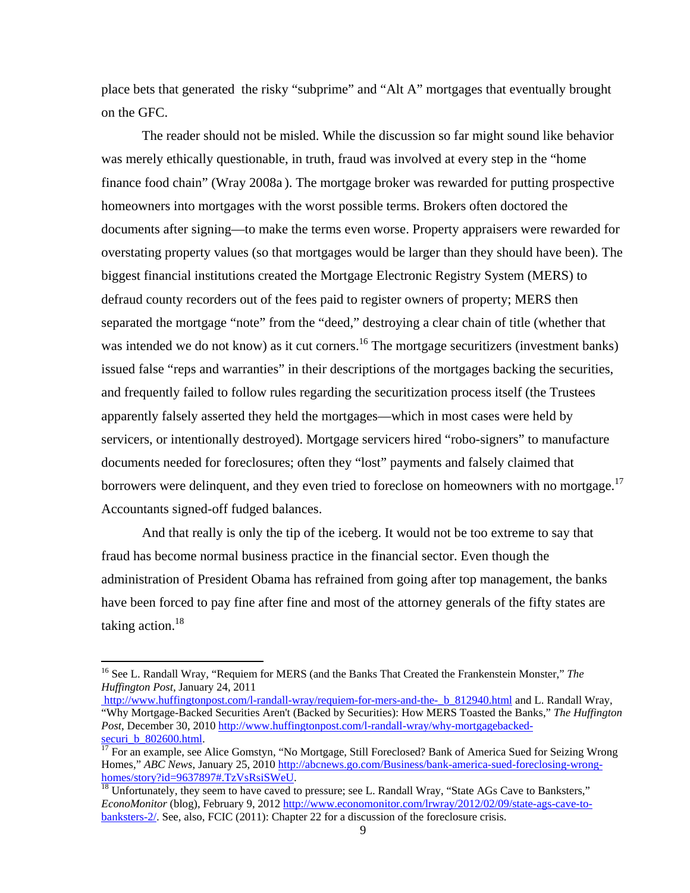place bets that generated  the risky "subprime" and "Alt A" mortgages that eventually brought on the GFC.

The reader should not be misled. While the discussion so far might sound like behavior was merely ethically questionable, in truth, fraud was involved at every step in the "home finance food chain" (Wray 2008a ). The mortgage broker was rewarded for putting prospective homeowners into mortgages with the worst possible terms. Brokers often doctored the documents after signing—to make the terms even worse. Property appraisers were rewarded for overstating property values (so that mortgages would be larger than they should have been). The biggest financial institutions created the Mortgage Electronic Registry System (MERS) to defraud county recorders out of the fees paid to register owners of property; MERS then separated the mortgage "note" from the "deed," destroying a clear chain of title (whether that was intended we do not know) as it cut corners.[16] The mortgage securitizers (investment banks) issued false "reps and warranties" in their descriptions of the mortgages backing the securities, and frequently failed to follow rules regarding the securitization process itself (the Trustees apparently falsely asserted they held the mortgages—which in most cases were held by servicers, or intentionally destroyed). Mortgage servicers hired "robo-signers" to manufacture documents needed for foreclosures; often they "lost" payments and falsely claimed that borrowers were delinquent, and they even tried to foreclose on homeowners with no mortgage.[17] Accountants signed-off fudged balances.

And that really is only the tip of the iceberg. It would not be too extreme to say that fraud has become normal business practice in the financial sector. Even though the administration of President Obama has refrained from going after top management, the banks have been forced to pay fine after fine and most of the attorney generals of the fifty states are taking action.[18]

---

[16] See L. Randall Wray, "Requiem for MERS (and the Banks That Created the Frankenstein Monster," *The Huffington Post*, January 24, 2011 http://www.huffingtonpost.com/l-randall-wray/requiem-for-mers-and-the-_b_812940.html and L. Randall Wray, "Why Mortgage-Backed Securities Aren't (Backed by Securities): How MERS Toasted the Banks," *The Huffington Post*, December 30, 2010 http://www.huffingtonpost.com/l-randall-wray/why-mortgagebacked-securi_b_802600.html.

[17] For an example, see Alice Gomstyn, "No Mortgage, Still Foreclosed? Bank of America Sued for Seizing Wrong Homes," *ABC News*, January 25, 2010 http://abcnews.go.com/Business/bank-america-sued-foreclosing-wrong-homes/story?id=9637897#.TzVsRsiSWeU.

[18] Unfortunately, they seem to have caved to pressure; see L. Randall Wray, "State AGs Cave to Banksters," *EconoMonitor* (blog), February 9, 2012 http://www.economonitor.com/lrwray/2012/02/09/state-ags-cave-to-banksters-2/. See, also, FCIC (2011): Chapter 22 for a discussion of the foreclosure crisis.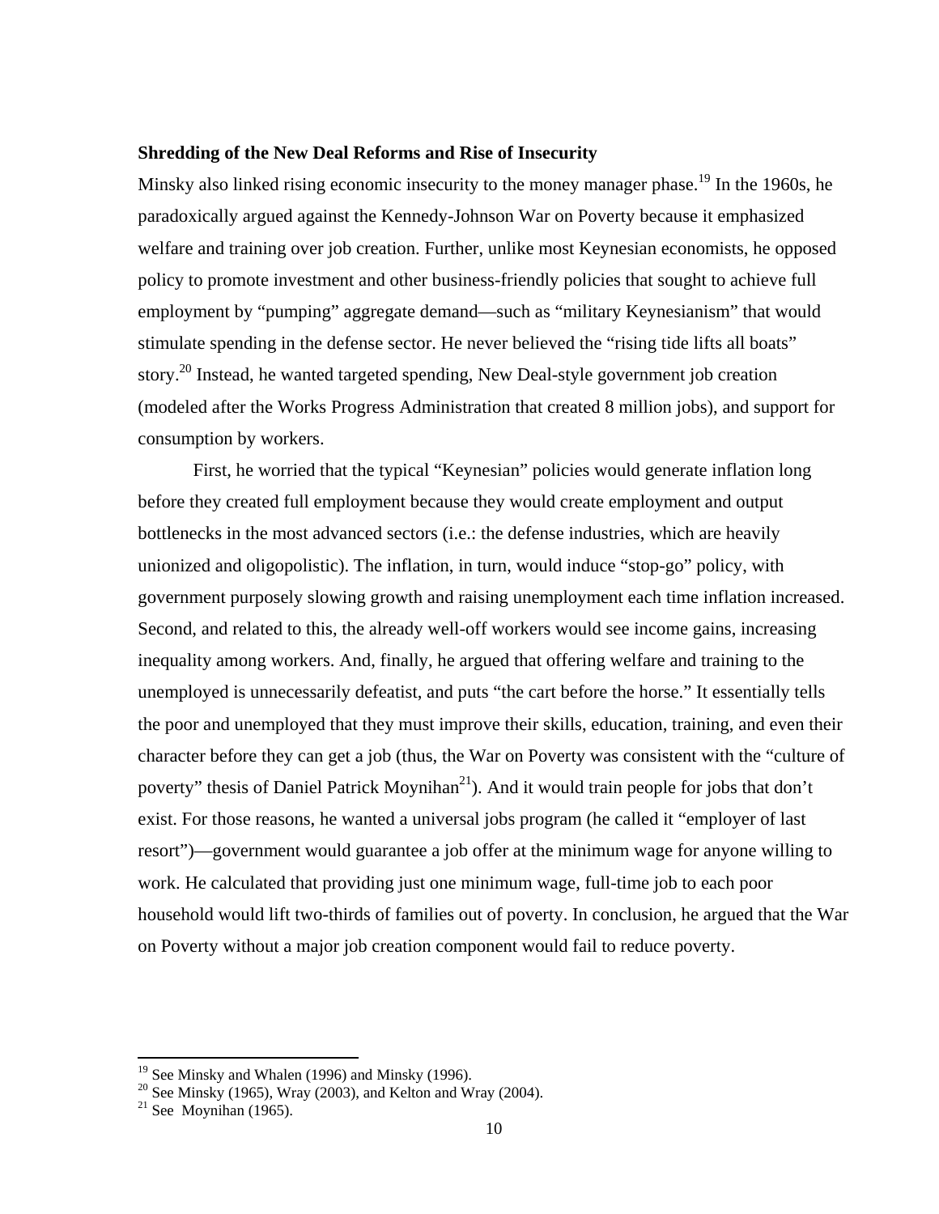**Shredding of the New Deal Reforms and Rise of Insecurity**

Minsky also linked rising economic insecurity to the money manager phase.[19] In the 1960s, he paradoxically argued against the Kennedy-Johnson War on Poverty because it emphasized welfare and training over job creation. Further, unlike most Keynesian economists, he opposed policy to promote investment and other business-friendly policies that sought to achieve full employment by "pumping" aggregate demand—such as "military Keynesianism" that would stimulate spending in the defense sector. He never believed the "rising tide lifts all boats" story.[20] Instead, he wanted targeted spending, New Deal-style government job creation (modeled after the Works Progress Administration that created 8 million jobs), and support for consumption by workers.

First, he worried that the typical "Keynesian" policies would generate inflation long before they created full employment because they would create employment and output bottlenecks in the most advanced sectors (i.e.: the defense industries, which are heavily unionized and oligopolistic). The inflation, in turn, would induce "stop-go" policy, with government purposely slowing growth and raising unemployment each time inflation increased. Second, and related to this, the already well-off workers would see income gains, increasing inequality among workers. And, finally, he argued that offering welfare and training to the unemployed is unnecessarily defeatist, and puts "the cart before the horse." It essentially tells the poor and unemployed that they must improve their skills, education, training, and even their character before they can get a job (thus, the War on Poverty was consistent with the "culture of poverty" thesis of Daniel Patrick Moynihan[21]). And it would train people for jobs that don't exist. For those reasons, he wanted a universal jobs program (he called it "employer of last resort")—government would guarantee a job offer at the minimum wage for anyone willing to work. He calculated that providing just one minimum wage, full-time job to each poor household would lift two-thirds of families out of poverty. In conclusion, he argued that the War on Poverty without a major job creation component would fail to reduce poverty.

---

[19] See Minsky and Whalen (1996) and Minsky (1996).

[20] See Minsky (1965), Wray (2003), and Kelton and Wray (2004).

[21] See Moynihan (1965).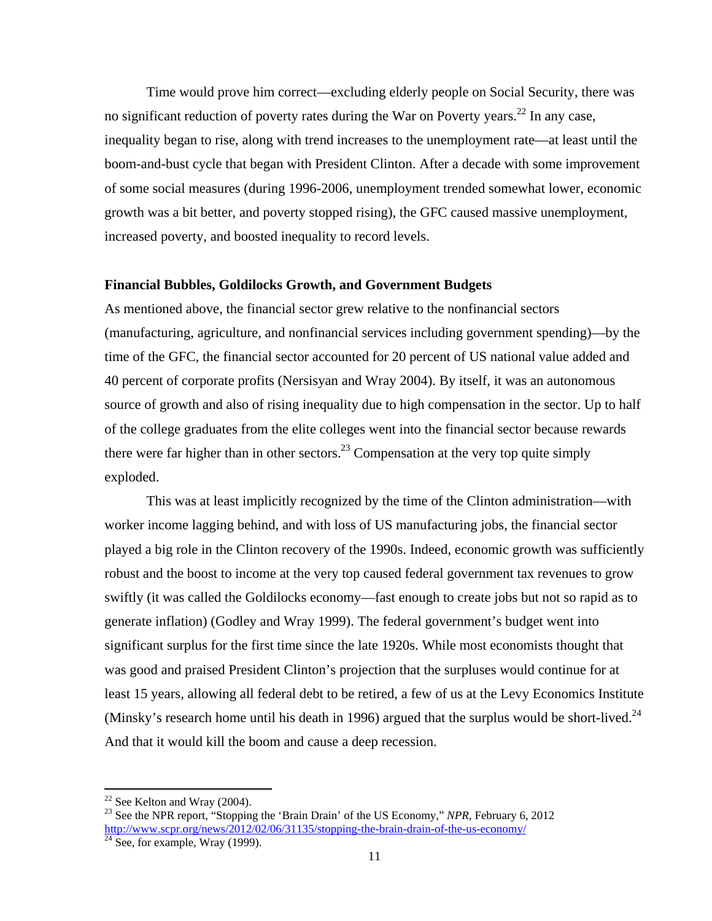Time would prove him correct—excluding elderly people on Social Security, there was no significant reduction of poverty rates during the War on Poverty years.[22] In any case, inequality began to rise, along with trend increases to the unemployment rate—at least until the boom-and-bust cycle that began with President Clinton. After a decade with some improvement of some social measures (during 1996-2006, unemployment trended somewhat lower, economic growth was a bit better, and poverty stopped rising), the GFC caused massive unemployment, increased poverty, and boosted inequality to record levels.

**Financial Bubbles, Goldilocks Growth, and Government Budgets**

As mentioned above, the financial sector grew relative to the nonfinancial sectors (manufacturing, agriculture, and nonfinancial services including government spending)—by the time of the GFC, the financial sector accounted for 20 percent of US national value added and 40 percent of corporate profits (Nersisyan and Wray 2004). By itself, it was an autonomous source of growth and also of rising inequality due to high compensation in the sector. Up to half of the college graduates from the elite colleges went into the financial sector because rewards there were far higher than in other sectors.[23] Compensation at the very top quite simply exploded.

This was at least implicitly recognized by the time of the Clinton administration—with worker income lagging behind, and with loss of US manufacturing jobs, the financial sector played a big role in the Clinton recovery of the 1990s. Indeed, economic growth was sufficiently robust and the boost to income at the very top caused federal government tax revenues to grow swiftly (it was called the Goldilocks economy—fast enough to create jobs but not so rapid as to generate inflation) (Godley and Wray 1999). The federal government's budget went into significant surplus for the first time since the late 1920s. While most economists thought that was good and praised President Clinton's projection that the surpluses would continue for at least 15 years, allowing all federal debt to be retired, a few of us at the Levy Economics Institute (Minsky's research home until his death in 1996) argued that the surplus would be short-lived.[24] And that it would kill the boom and cause a deep recession.

---

[22] See Kelton and Wray (2004).

[23] See the NPR report, "Stopping the 'Brain Drain' of the US Economy," *NPR*, February 6, 2012 http://www.scpr.org/news/2012/02/06/31135/stopping-the-brain-drain-of-the-us-economy/

[24] See, for example, Wray (1999).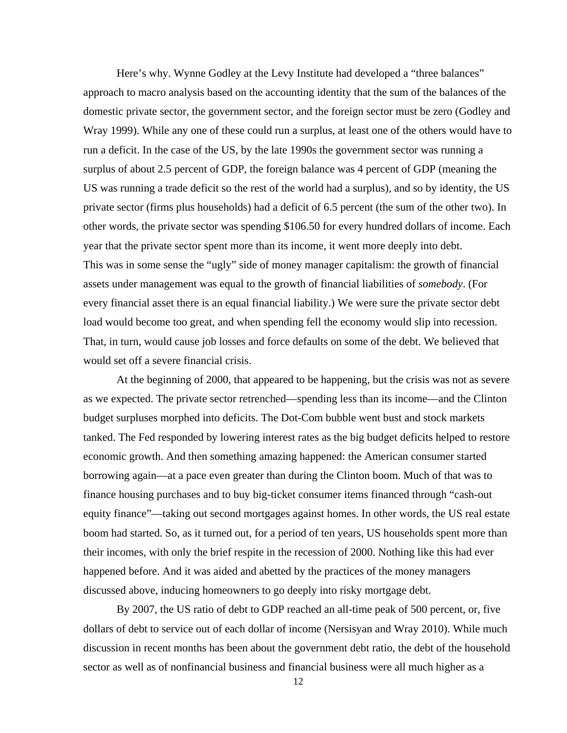Here's why. Wynne Godley at the Levy Institute had developed a "three balances" approach to macro analysis based on the accounting identity that the sum of the balances of the domestic private sector, the government sector, and the foreign sector must be zero (Godley and Wray 1999). While any one of these could run a surplus, at least one of the others would have to run a deficit. In the case of the US, by the late 1990s the government sector was running a surplus of about 2.5 percent of GDP, the foreign balance was 4 percent of GDP (meaning the US was running a trade deficit so the rest of the world had a surplus), and so by identity, the US private sector (firms plus households) had a deficit of 6.5 percent (the sum of the other two). In other words, the private sector was spending $106.50 for every hundred dollars of income. Each year that the private sector spent more than its income, it went more deeply into debt. This was in some sense the "ugly" side of money manager capitalism: the growth of financial assets under management was equal to the growth of financial liabilities of *somebody*. (For every financial asset there is an equal financial liability.) We were sure the private sector debt load would become too great, and when spending fell the economy would slip into recession. That, in turn, would cause job losses and force defaults on some of the debt. We believed that would set off a severe financial crisis.

At the beginning of 2000, that appeared to be happening, but the crisis was not as severe as we expected. The private sector retrenched—spending less than its income—and the Clinton budget surpluses morphed into deficits. The Dot-Com bubble went bust and stock markets tanked. The Fed responded by lowering interest rates as the big budget deficits helped to restore economic growth. And then something amazing happened: the American consumer started borrowing again—at a pace even greater than during the Clinton boom. Much of that was to finance housing purchases and to buy big-ticket consumer items financed through "cash-out equity finance"—taking out second mortgages against homes. In other words, the US real estate boom had started. So, as it turned out, for a period of ten years, US households spent more than their incomes, with only the brief respite in the recession of 2000. Nothing like this had ever happened before. And it was aided and abetted by the practices of the money managers discussed above, inducing homeowners to go deeply into risky mortgage debt.

By 2007, the US ratio of debt to GDP reached an all-time peak of 500 percent, or, five dollars of debt to service out of each dollar of income (Nersisyan and Wray 2010). While much discussion in recent months has been about the government debt ratio, the debt of the household sector as well as of nonfinancial business and financial business were all much higher as a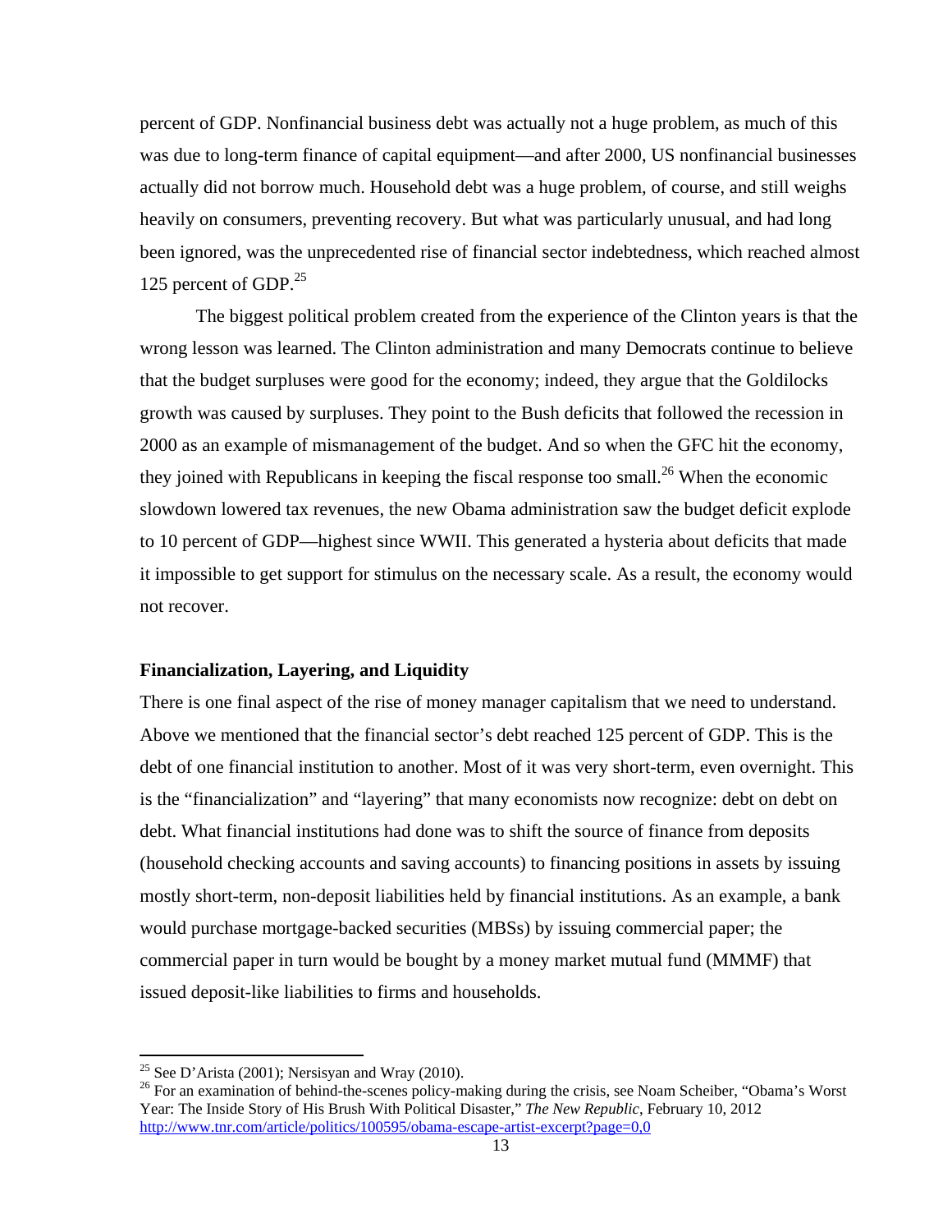percent of GDP. Nonfinancial business debt was actually not a huge problem, as much of this was due to long-term finance of capital equipment—and after 2000, US nonfinancial businesses actually did not borrow much. Household debt was a huge problem, of course, and still weighs heavily on consumers, preventing recovery. But what was particularly unusual, and had long been ignored, was the unprecedented rise of financial sector indebtedness, which reached almost 125 percent of GDP.[25]

The biggest political problem created from the experience of the Clinton years is that the wrong lesson was learned. The Clinton administration and many Democrats continue to believe that the budget surpluses were good for the economy; indeed, they argue that the Goldilocks growth was caused by surpluses. They point to the Bush deficits that followed the recession in 2000 as an example of mismanagement of the budget. And so when the GFC hit the economy, they joined with Republicans in keeping the fiscal response too small.[26] When the economic slowdown lowered tax revenues, the new Obama administration saw the budget deficit explode to 10 percent of GDP—highest since WWII. This generated a hysteria about deficits that made it impossible to get support for stimulus on the necessary scale. As a result, the economy would not recover.

## Financialization, Layering, and Liquidity

There is one final aspect of the rise of money manager capitalism that we need to understand. Above we mentioned that the financial sector's debt reached 125 percent of GDP. This is the debt of one financial institution to another. Most of it was very short-term, even overnight. This is the "financialization" and "layering" that many economists now recognize: debt on debt on debt. What financial institutions had done was to shift the source of finance from deposits (household checking accounts and saving accounts) to financing positions in assets by issuing mostly short-term, non-deposit liabilities held by financial institutions. As an example, a bank would purchase mortgage-backed securities (MBSs) by issuing commercial paper; the commercial paper in turn would be bought by a money market mutual fund (MMMF) that issued deposit-like liabilities to firms and households.

---

[25] See D'Arista (2001); Nersisyan and Wray (2010).

[26] For an examination of behind-the-scenes policy-making during the crisis, see Noam Scheiber, "Obama's Worst Year: The Inside Story of His Brush With Political Disaster," *The New Republic*, February 10, 2012 http://www.tnr.com/article/politics/100595/obama-escape-artist-excerpt?page=0,0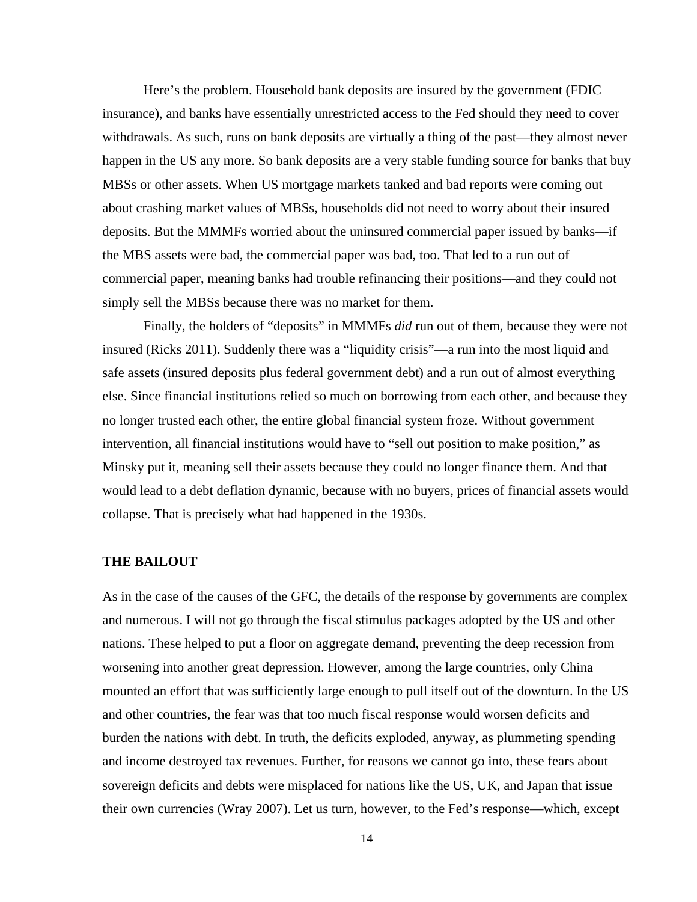Here's the problem. Household bank deposits are insured by the government (FDIC insurance), and banks have essentially unrestricted access to the Fed should they need to cover withdrawals. As such, runs on bank deposits are virtually a thing of the past—they almost never happen in the US any more. So bank deposits are a very stable funding source for banks that buy MBSs or other assets. When US mortgage markets tanked and bad reports were coming out about crashing market values of MBSs, households did not need to worry about their insured deposits. But the MMMFs worried about the uninsured commercial paper issued by banks—if the MBS assets were bad, the commercial paper was bad, too. That led to a run out of commercial paper, meaning banks had trouble refinancing their positions—and they could not simply sell the MBSs because there was no market for them.

Finally, the holders of "deposits" in MMMFs *did* run out of them, because they were not insured (Ricks 2011). Suddenly there was a "liquidity crisis"—a run into the most liquid and safe assets (insured deposits plus federal government debt) and a run out of almost everything else. Since financial institutions relied so much on borrowing from each other, and because they no longer trusted each other, the entire global financial system froze. Without government intervention, all financial institutions would have to "sell out position to make position," as Minsky put it, meaning sell their assets because they could no longer finance them. And that would lead to a debt deflation dynamic, because with no buyers, prices of financial assets would collapse. That is precisely what had happened in the 1930s.

## THE BAILOUT

As in the case of the causes of the GFC, the details of the response by governments are complex and numerous. I will not go through the fiscal stimulus packages adopted by the US and other nations. These helped to put a floor on aggregate demand, preventing the deep recession from worsening into another great depression. However, among the large countries, only China mounted an effort that was sufficiently large enough to pull itself out of the downturn. In the US and other countries, the fear was that too much fiscal response would worsen deficits and burden the nations with debt. In truth, the deficits exploded, anyway, as plummeting spending and income destroyed tax revenues. Further, for reasons we cannot go into, these fears about sovereign deficits and debts were misplaced for nations like the US, UK, and Japan that issue their own currencies (Wray 2007). Let us turn, however, to the Fed's response—which, except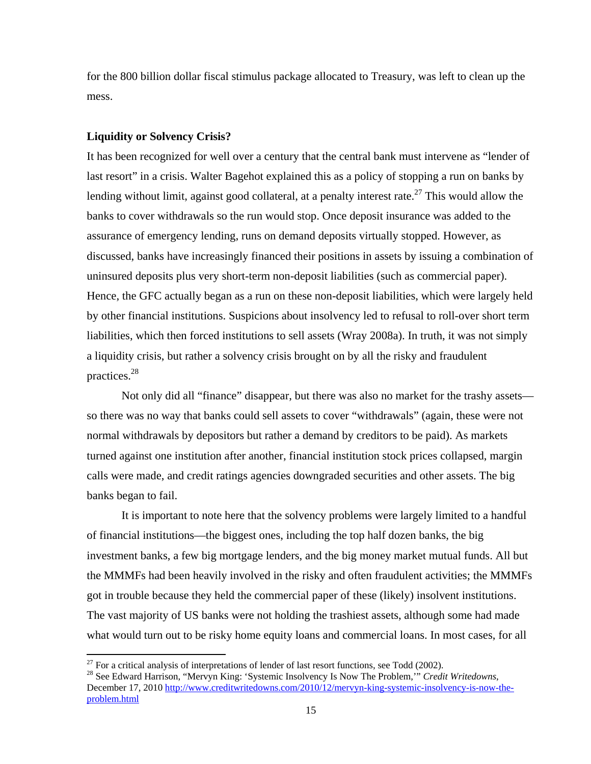for the 800 billion dollar fiscal stimulus package allocated to Treasury, was left to clean up the mess.

**Liquidity or Solvency Crisis?**

It has been recognized for well over a century that the central bank must intervene as "lender of last resort" in a crisis. Walter Bagehot explained this as a policy of stopping a run on banks by lending without limit, against good collateral, at a penalty interest rate.[27] This would allow the banks to cover withdrawals so the run would stop. Once deposit insurance was added to the assurance of emergency lending, runs on demand deposits virtually stopped. However, as discussed, banks have increasingly financed their positions in assets by issuing a combination of uninsured deposits plus very short-term non-deposit liabilities (such as commercial paper). Hence, the GFC actually began as a run on these non-deposit liabilities, which were largely held by other financial institutions. Suspicions about insolvency led to refusal to roll-over short term liabilities, which then forced institutions to sell assets (Wray 2008a). In truth, it was not simply a liquidity crisis, but rather a solvency crisis brought on by all the risky and fraudulent practices.[28]

Not only did all "finance" disappear, but there was also no market for the trashy assets—so there was no way that banks could sell assets to cover "withdrawals" (again, these were not normal withdrawals by depositors but rather a demand by creditors to be paid). As markets turned against one institution after another, financial institution stock prices collapsed, margin calls were made, and credit ratings agencies downgraded securities and other assets. The big banks began to fail.

It is important to note here that the solvency problems were largely limited to a handful of financial institutions—the biggest ones, including the top half dozen banks, the big investment banks, a few big mortgage lenders, and the big money market mutual funds. All but the MMMFs had been heavily involved in the risky and often fraudulent activities; the MMMFs got in trouble because they held the commercial paper of these (likely) insolvent institutions. The vast majority of US banks were not holding the trashiest assets, although some had made what would turn out to be risky home equity loans and commercial loans. In most cases, for all

---

[27] For a critical analysis of interpretations of lender of last resort functions, see Todd (2002).

[28] See Edward Harrison, "Mervyn King: 'Systemic Insolvency Is Now The Problem,'" *Credit Writedowns*, December 17, 2010 http://www.creditwritedowns.com/2010/12/mervyn-king-systemic-insolvency-is-now-the-problem.html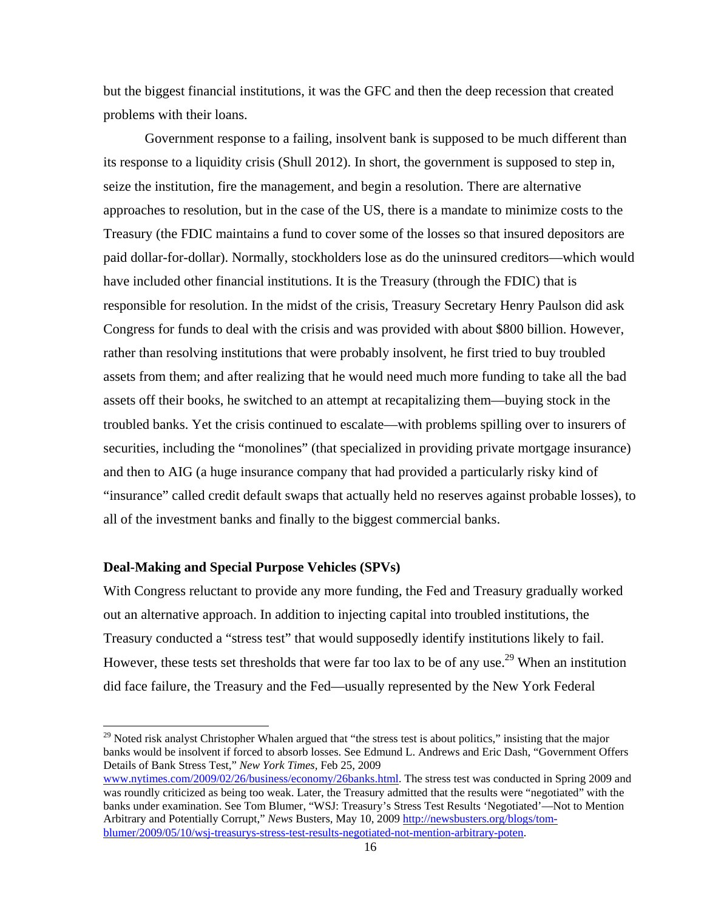but the biggest financial institutions, it was the GFC and then the deep recession that created problems with their loans.

Government response to a failing, insolvent bank is supposed to be much different than its response to a liquidity crisis (Shull 2012). In short, the government is supposed to step in, seize the institution, fire the management, and begin a resolution. There are alternative approaches to resolution, but in the case of the US, there is a mandate to minimize costs to the Treasury (the FDIC maintains a fund to cover some of the losses so that insured depositors are paid dollar-for-dollar). Normally, stockholders lose as do the uninsured creditors—which would have included other financial institutions. It is the Treasury (through the FDIC) that is responsible for resolution. In the midst of the crisis, Treasury Secretary Henry Paulson did ask Congress for funds to deal with the crisis and was provided with about $800 billion. However, rather than resolving institutions that were probably insolvent, he first tried to buy troubled assets from them; and after realizing that he would need much more funding to take all the bad assets off their books, he switched to an attempt at recapitalizing them—buying stock in the troubled banks. Yet the crisis continued to escalate—with problems spilling over to insurers of securities, including the "monolines" (that specialized in providing private mortgage insurance) and then to AIG (a huge insurance company that had provided a particularly risky kind of "insurance" called credit default swaps that actually held no reserves against probable losses), to all of the investment banks and finally to the biggest commercial banks.

**Deal-Making and Special Purpose Vehicles (SPVs)**

With Congress reluctant to provide any more funding, the Fed and Treasury gradually worked out an alternative approach. In addition to injecting capital into troubled institutions, the Treasury conducted a "stress test" that would supposedly identify institutions likely to fail. However, these tests set thresholds that were far too lax to be of any use.[29] When an institution did face failure, the Treasury and the Fed—usually represented by the New York Federal

[29] Noted risk analyst Christopher Whalen argued that "the stress test is about politics," insisting that the major banks would be insolvent if forced to absorb losses. See Edmund L. Andrews and Eric Dash, "Government Offers Details of Bank Stress Test," *New York Times*, Feb 25, 2009 www.nytimes.com/2009/02/26/business/economy/26banks.html. The stress test was conducted in Spring 2009 and was roundly criticized as being too weak. Later, the Treasury admitted that the results were "negotiated" with the banks under examination. See Tom Blumer, "WSJ: Treasury's Stress Test Results 'Negotiated'—Not to Mention Arbitrary and Potentially Corrupt," *News* Busters, May 10, 2009 http://newsbusters.org/blogs/tom-blumer/2009/05/10/wsj-treasurys-stress-test-results-negotiated-not-mention-arbitrary-poten.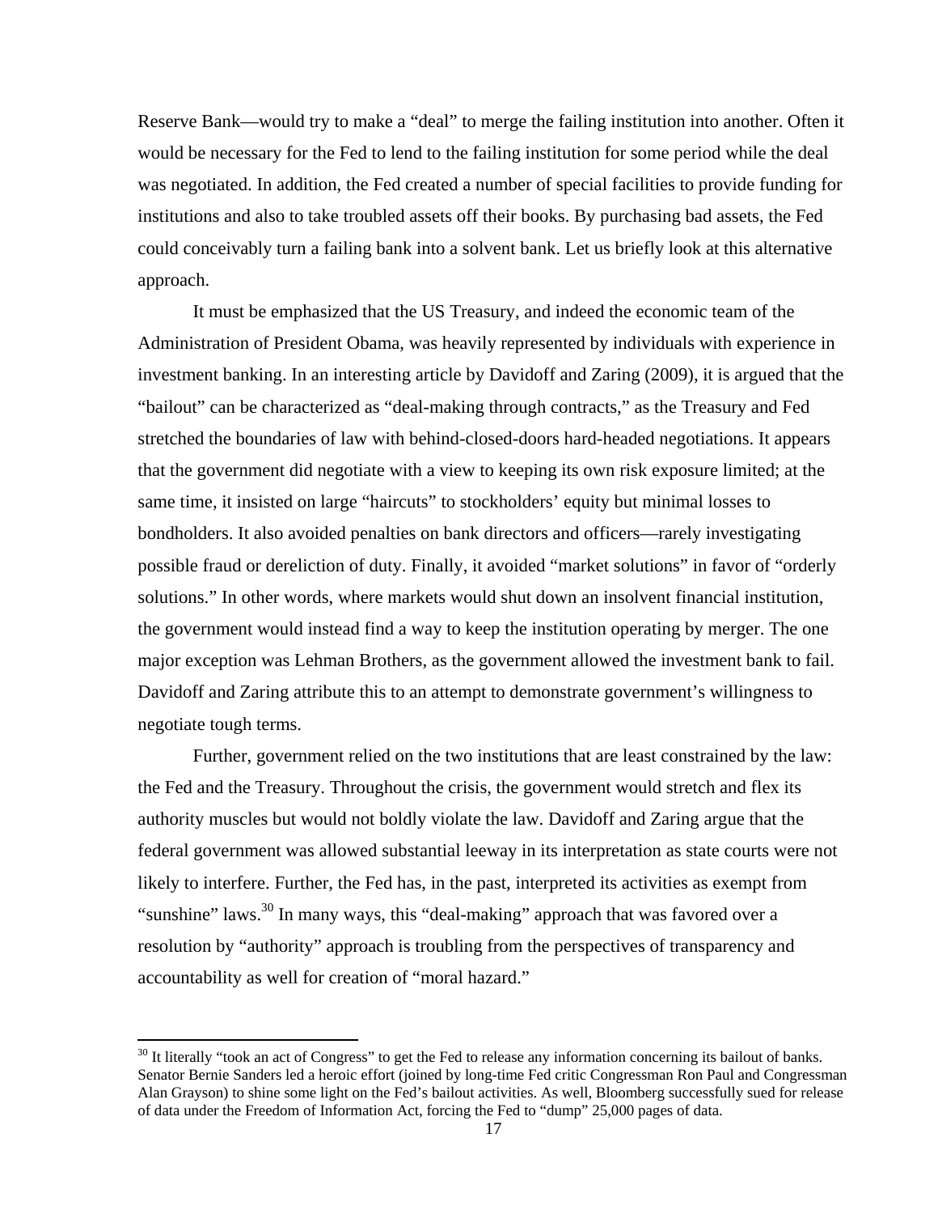Reserve Bank—would try to make a "deal" to merge the failing institution into another. Often it would be necessary for the Fed to lend to the failing institution for some period while the deal was negotiated. In addition, the Fed created a number of special facilities to provide funding for institutions and also to take troubled assets off their books. By purchasing bad assets, the Fed could conceivably turn a failing bank into a solvent bank. Let us briefly look at this alternative approach.

It must be emphasized that the US Treasury, and indeed the economic team of the Administration of President Obama, was heavily represented by individuals with experience in investment banking. In an interesting article by Davidoff and Zaring (2009), it is argued that the "bailout" can be characterized as "deal-making through contracts," as the Treasury and Fed stretched the boundaries of law with behind-closed-doors hard-headed negotiations. It appears that the government did negotiate with a view to keeping its own risk exposure limited; at the same time, it insisted on large "haircuts" to stockholders' equity but minimal losses to bondholders. It also avoided penalties on bank directors and officers—rarely investigating possible fraud or dereliction of duty. Finally, it avoided "market solutions" in favor of "orderly solutions." In other words, where markets would shut down an insolvent financial institution, the government would instead find a way to keep the institution operating by merger. The one major exception was Lehman Brothers, as the government allowed the investment bank to fail. Davidoff and Zaring attribute this to an attempt to demonstrate government's willingness to negotiate tough terms.

Further, government relied on the two institutions that are least constrained by the law: the Fed and the Treasury. Throughout the crisis, the government would stretch and flex its authority muscles but would not boldly violate the law. Davidoff and Zaring argue that the federal government was allowed substantial leeway in its interpretation as state courts were not likely to interfere. Further, the Fed has, in the past, interpreted its activities as exempt from "sunshine" laws.[30] In many ways, this "deal-making" approach that was favored over a resolution by "authority" approach is troubling from the perspectives of transparency and accountability as well for creation of "moral hazard."

[30] It literally "took an act of Congress" to get the Fed to release any information concerning its bailout of banks. Senator Bernie Sanders led a heroic effort (joined by long-time Fed critic Congressman Ron Paul and Congressman Alan Grayson) to shine some light on the Fed's bailout activities. As well, Bloomberg successfully sued for release of data under the Freedom of Information Act, forcing the Fed to "dump" 25,000 pages of data.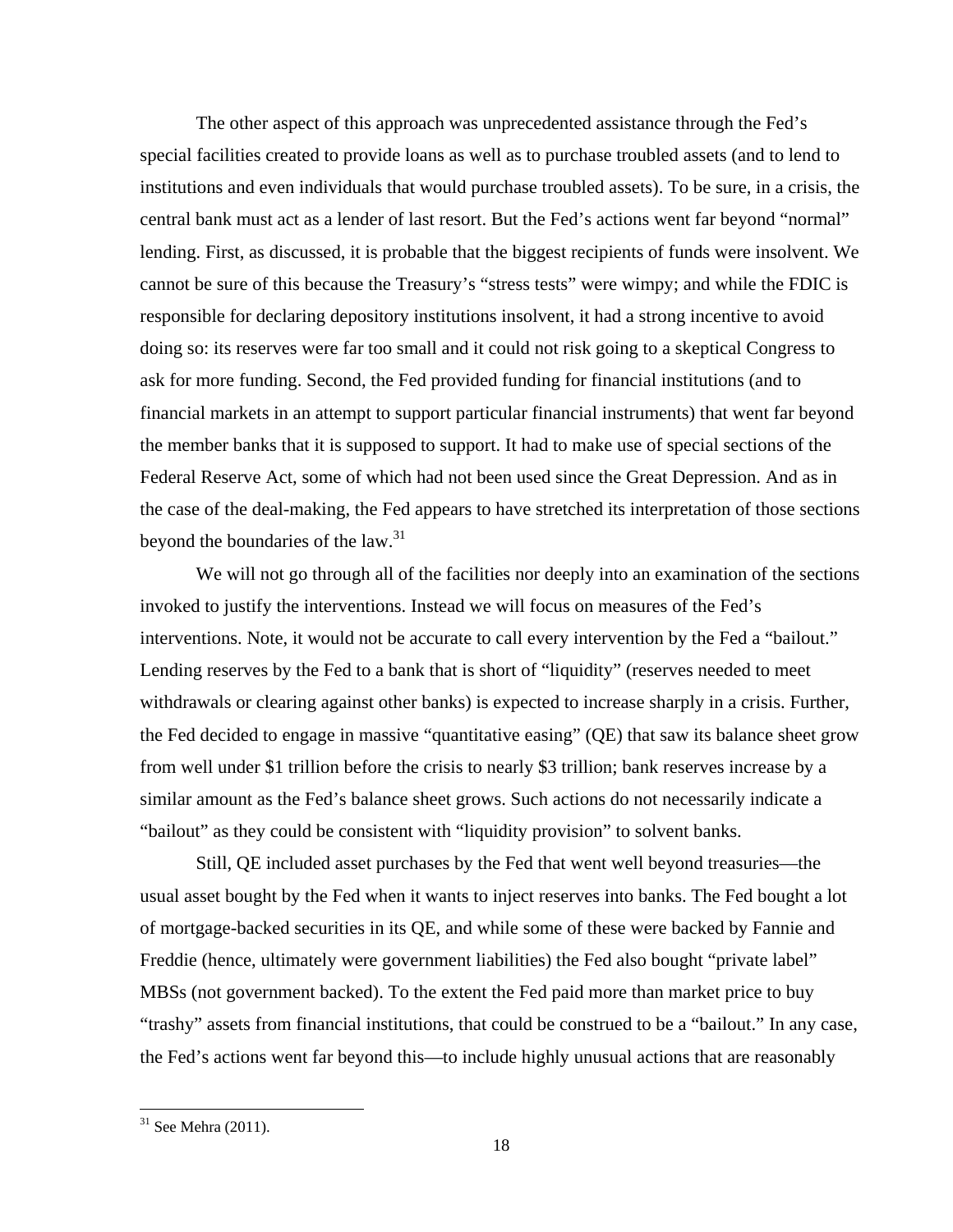The other aspect of this approach was unprecedented assistance through the Fed's special facilities created to provide loans as well as to purchase troubled assets (and to lend to institutions and even individuals that would purchase troubled assets). To be sure, in a crisis, the central bank must act as a lender of last resort. But the Fed's actions went far beyond "normal" lending. First, as discussed, it is probable that the biggest recipients of funds were insolvent. We cannot be sure of this because the Treasury's "stress tests" were wimpy; and while the FDIC is responsible for declaring depository institutions insolvent, it had a strong incentive to avoid doing so: its reserves were far too small and it could not risk going to a skeptical Congress to ask for more funding. Second, the Fed provided funding for financial institutions (and to financial markets in an attempt to support particular financial instruments) that went far beyond the member banks that it is supposed to support. It had to make use of special sections of the Federal Reserve Act, some of which had not been used since the Great Depression. And as in the case of the deal-making, the Fed appears to have stretched its interpretation of those sections beyond the boundaries of the law.[31]

We will not go through all of the facilities nor deeply into an examination of the sections invoked to justify the interventions. Instead we will focus on measures of the Fed's interventions. Note, it would not be accurate to call every intervention by the Fed a "bailout." Lending reserves by the Fed to a bank that is short of "liquidity" (reserves needed to meet withdrawals or clearing against other banks) is expected to increase sharply in a crisis. Further, the Fed decided to engage in massive "quantitative easing" (QE) that saw its balance sheet grow from well under $1 trillion before the crisis to nearly $3 trillion; bank reserves increase by a similar amount as the Fed's balance sheet grows. Such actions do not necessarily indicate a "bailout" as they could be consistent with "liquidity provision" to solvent banks.

Still, QE included asset purchases by the Fed that went well beyond treasuries—the usual asset bought by the Fed when it wants to inject reserves into banks. The Fed bought a lot of mortgage-backed securities in its QE, and while some of these were backed by Fannie and Freddie (hence, ultimately were government liabilities) the Fed also bought "private label" MBSs (not government backed). To the extent the Fed paid more than market price to buy "trashy" assets from financial institutions, that could be construed to be a "bailout." In any case, the Fed's actions went far beyond this—to include highly unusual actions that are reasonably

[31] See Mehra (2011).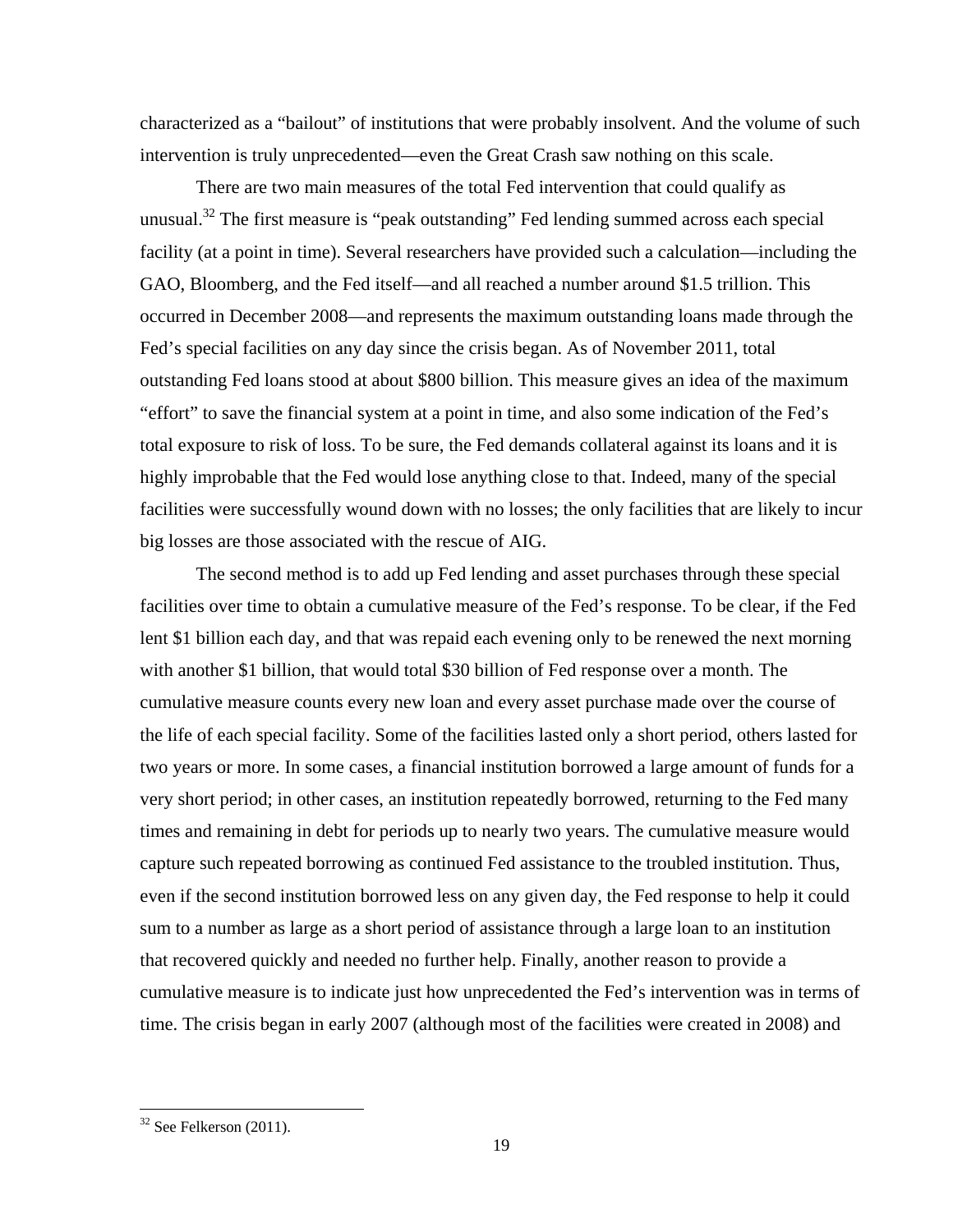characterized as a "bailout" of institutions that were probably insolvent. And the volume of such intervention is truly unprecedented—even the Great Crash saw nothing on this scale.

There are two main measures of the total Fed intervention that could qualify as unusual.[32] The first measure is "peak outstanding" Fed lending summed across each special facility (at a point in time). Several researchers have provided such a calculation—including the GAO, Bloomberg, and the Fed itself—and all reached a number around \$1.5 trillion. This occurred in December 2008—and represents the maximum outstanding loans made through the Fed's special facilities on any day since the crisis began. As of November 2011, total outstanding Fed loans stood at about \$800 billion. This measure gives an idea of the maximum "effort" to save the financial system at a point in time, and also some indication of the Fed's total exposure to risk of loss. To be sure, the Fed demands collateral against its loans and it is highly improbable that the Fed would lose anything close to that. Indeed, many of the special facilities were successfully wound down with no losses; the only facilities that are likely to incur big losses are those associated with the rescue of AIG.

The second method is to add up Fed lending and asset purchases through these special facilities over time to obtain a cumulative measure of the Fed's response. To be clear, if the Fed lent \$1 billion each day, and that was repaid each evening only to be renewed the next morning with another \$1 billion, that would total \$30 billion of Fed response over a month. The cumulative measure counts every new loan and every asset purchase made over the course of the life of each special facility. Some of the facilities lasted only a short period, others lasted for two years or more. In some cases, a financial institution borrowed a large amount of funds for a very short period; in other cases, an institution repeatedly borrowed, returning to the Fed many times and remaining in debt for periods up to nearly two years. The cumulative measure would capture such repeated borrowing as continued Fed assistance to the troubled institution. Thus, even if the second institution borrowed less on any given day, the Fed response to help it could sum to a number as large as a short period of assistance through a large loan to an institution that recovered quickly and needed no further help. Finally, another reason to provide a cumulative measure is to indicate just how unprecedented the Fed's intervention was in terms of time. The crisis began in early 2007 (although most of the facilities were created in 2008) and

[32] See Felkerson (2011).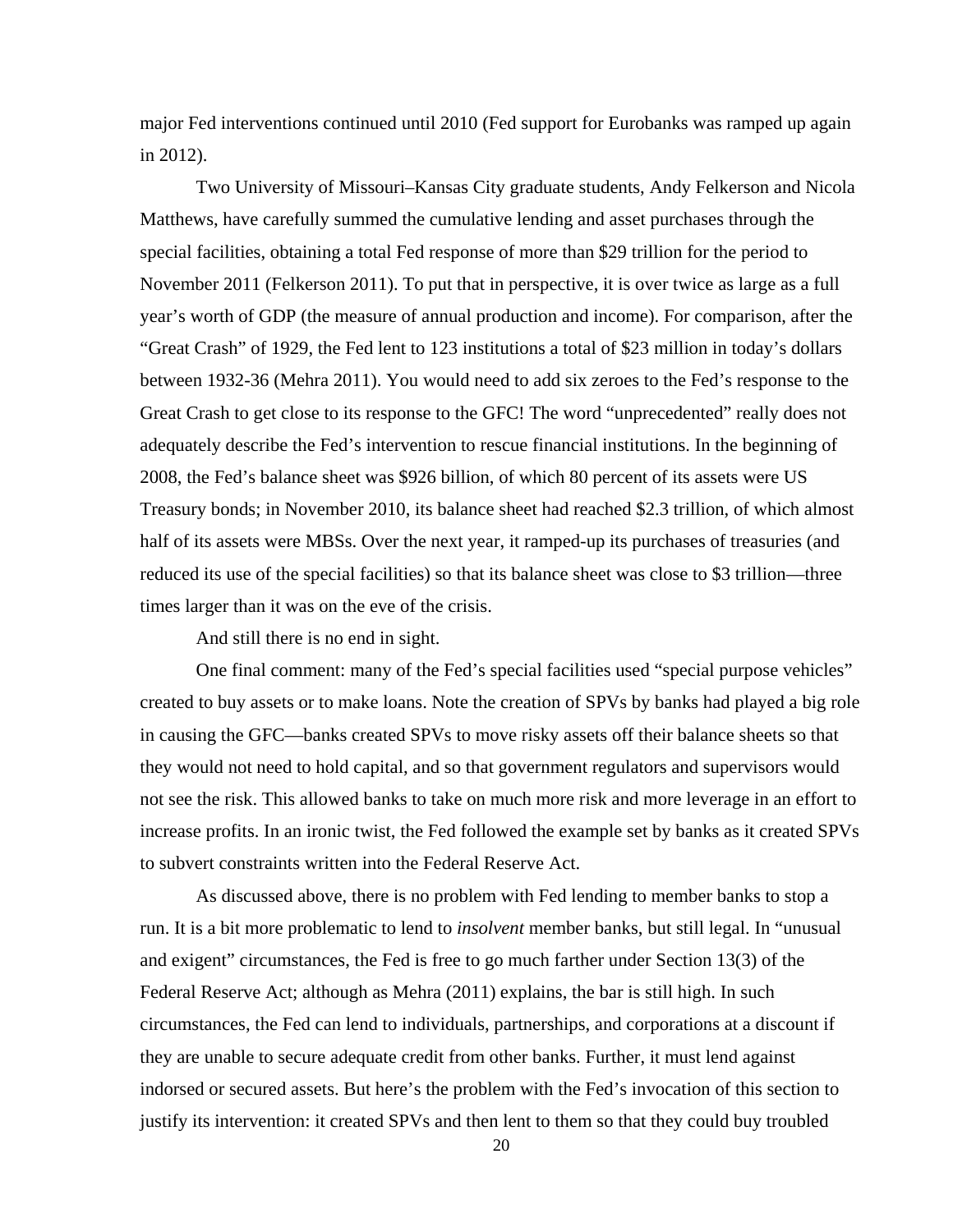major Fed interventions continued until 2010 (Fed support for Eurobanks was ramped up again in 2012).

Two University of Missouri–Kansas City graduate students, Andy Felkerson and Nicola Matthews, have carefully summed the cumulative lending and asset purchases through the special facilities, obtaining a total Fed response of more than $29 trillion for the period to November 2011 (Felkerson 2011). To put that in perspective, it is over twice as large as a full year's worth of GDP (the measure of annual production and income). For comparison, after the "Great Crash" of 1929, the Fed lent to 123 institutions a total of $23 million in today's dollars between 1932-36 (Mehra 2011). You would need to add six zeroes to the Fed's response to the Great Crash to get close to its response to the GFC! The word "unprecedented" really does not adequately describe the Fed's intervention to rescue financial institutions. In the beginning of 2008, the Fed's balance sheet was $926 billion, of which 80 percent of its assets were US Treasury bonds; in November 2010, its balance sheet had reached $2.3 trillion, of which almost half of its assets were MBSs. Over the next year, it ramped-up its purchases of treasuries (and reduced its use of the special facilities) so that its balance sheet was close to $3 trillion—three times larger than it was on the eve of the crisis.

And still there is no end in sight.

One final comment: many of the Fed's special facilities used "special purpose vehicles" created to buy assets or to make loans. Note the creation of SPVs by banks had played a big role in causing the GFC—banks created SPVs to move risky assets off their balance sheets so that they would not need to hold capital, and so that government regulators and supervisors would not see the risk. This allowed banks to take on much more risk and more leverage in an effort to increase profits. In an ironic twist, the Fed followed the example set by banks as it created SPVs to subvert constraints written into the Federal Reserve Act.

As discussed above, there is no problem with Fed lending to member banks to stop a run. It is a bit more problematic to lend to *insolvent* member banks, but still legal. In "unusual and exigent" circumstances, the Fed is free to go much farther under Section 13(3) of the Federal Reserve Act; although as Mehra (2011) explains, the bar is still high. In such circumstances, the Fed can lend to individuals, partnerships, and corporations at a discount if they are unable to secure adequate credit from other banks. Further, it must lend against indorsed or secured assets. But here's the problem with the Fed's invocation of this section to justify its intervention: it created SPVs and then lent to them so that they could buy troubled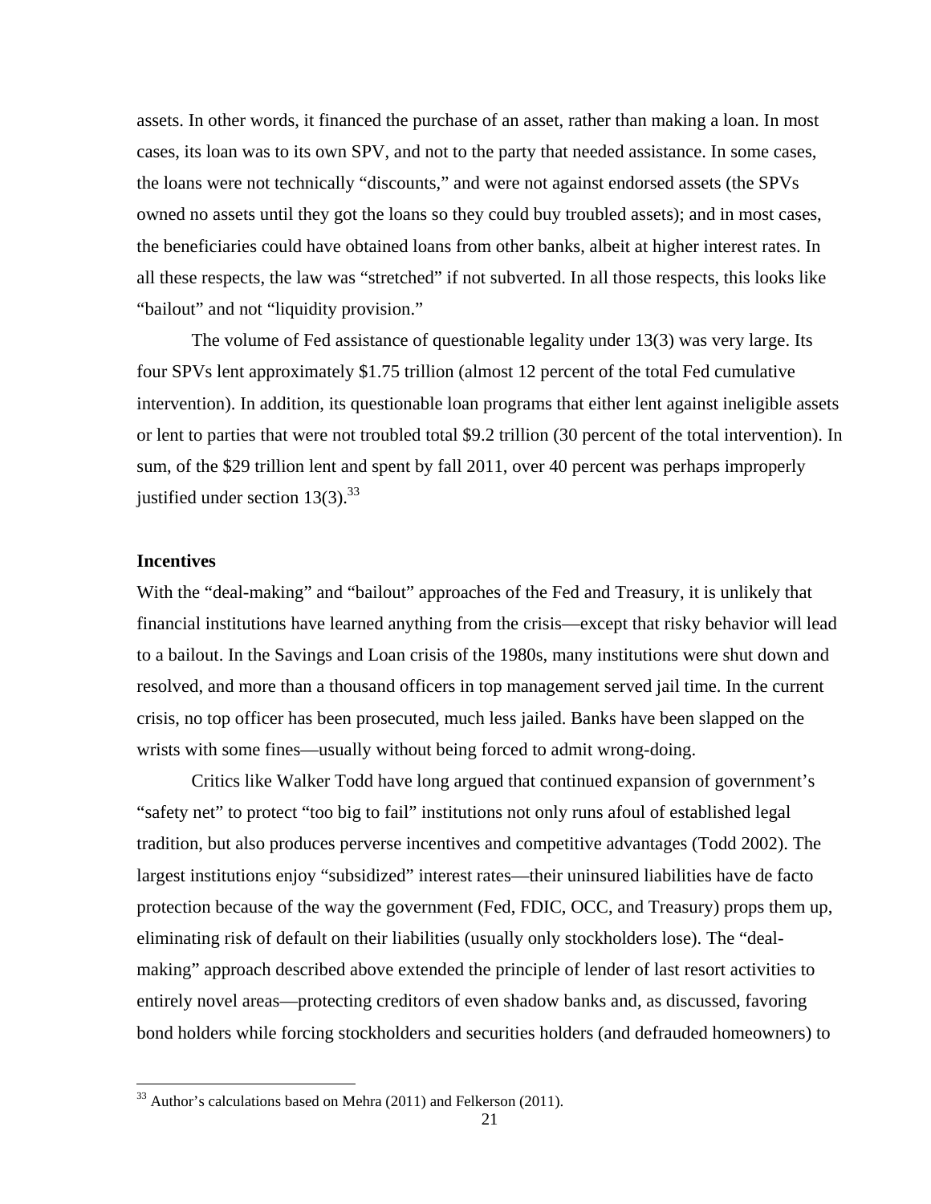assets. In other words, it financed the purchase of an asset, rather than making a loan. In most cases, its loan was to its own SPV, and not to the party that needed assistance. In some cases, the loans were not technically "discounts," and were not against endorsed assets (the SPVs owned no assets until they got the loans so they could buy troubled assets); and in most cases, the beneficiaries could have obtained loans from other banks, albeit at higher interest rates. In all these respects, the law was "stretched" if not subverted. In all those respects, this looks like "bailout" and not "liquidity provision."

The volume of Fed assistance of questionable legality under 13(3) was very large. Its four SPVs lent approximately $1.75 trillion (almost 12 percent of the total Fed cumulative intervention). In addition, its questionable loan programs that either lent against ineligible assets or lent to parties that were not troubled total $9.2 trillion (30 percent of the total intervention). In sum, of the $29 trillion lent and spent by fall 2011, over 40 percent was perhaps improperly justified under section 13(3).[33]

### Incentives

With the "deal-making" and "bailout" approaches of the Fed and Treasury, it is unlikely that financial institutions have learned anything from the crisis—except that risky behavior will lead to a bailout. In the Savings and Loan crisis of the 1980s, many institutions were shut down and resolved, and more than a thousand officers in top management served jail time. In the current crisis, no top officer has been prosecuted, much less jailed. Banks have been slapped on the wrists with some fines—usually without being forced to admit wrong-doing.

Critics like Walker Todd have long argued that continued expansion of government's "safety net" to protect "too big to fail" institutions not only runs afoul of established legal tradition, but also produces perverse incentives and competitive advantages (Todd 2002). The largest institutions enjoy "subsidized" interest rates—their uninsured liabilities have de facto protection because of the way the government (Fed, FDIC, OCC, and Treasury) props them up, eliminating risk of default on their liabilities (usually only stockholders lose). The "deal-making" approach described above extended the principle of lender of last resort activities to entirely novel areas—protecting creditors of even shadow banks and, as discussed, favoring bond holders while forcing stockholders and securities holders (and defrauded homeowners) to

---

[33] Author's calculations based on Mehra (2011) and Felkerson (2011).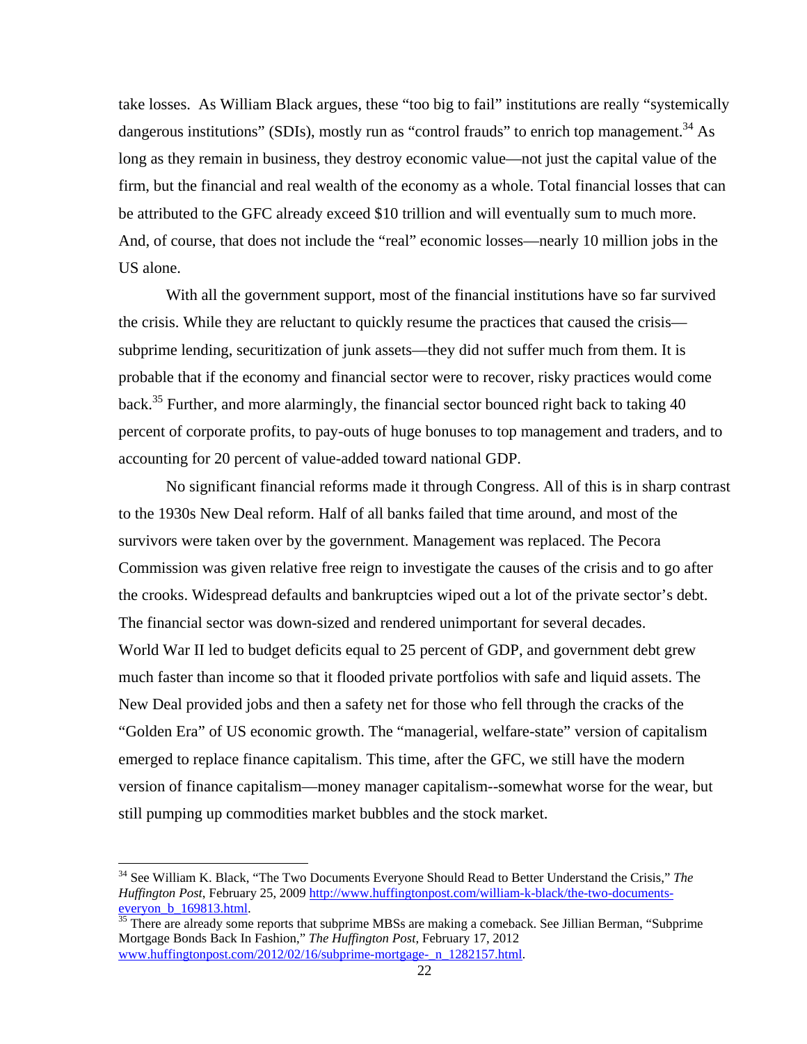take losses. As William Black argues, these "too big to fail" institutions are really "systemically dangerous institutions" (SDIs), mostly run as "control frauds" to enrich top management.[34] As long as they remain in business, they destroy economic value—not just the capital value of the firm, but the financial and real wealth of the economy as a whole. Total financial losses that can be attributed to the GFC already exceed $10 trillion and will eventually sum to much more. And, of course, that does not include the "real" economic losses—nearly 10 million jobs in the US alone.

With all the government support, most of the financial institutions have so far survived the crisis. While they are reluctant to quickly resume the practices that caused the crisis—subprime lending, securitization of junk assets—they did not suffer much from them. It is probable that if the economy and financial sector were to recover, risky practices would come back.[35] Further, and more alarmingly, the financial sector bounced right back to taking 40 percent of corporate profits, to pay-outs of huge bonuses to top management and traders, and to accounting for 20 percent of value-added toward national GDP.

No significant financial reforms made it through Congress. All of this is in sharp contrast to the 1930s New Deal reform. Half of all banks failed that time around, and most of the survivors were taken over by the government. Management was replaced. The Pecora Commission was given relative free reign to investigate the causes of the crisis and to go after the crooks. Widespread defaults and bankruptcies wiped out a lot of the private sector's debt. The financial sector was down-sized and rendered unimportant for several decades. World War II led to budget deficits equal to 25 percent of GDP, and government debt grew much faster than income so that it flooded private portfolios with safe and liquid assets. The New Deal provided jobs and then a safety net for those who fell through the cracks of the "Golden Era" of US economic growth. The "managerial, welfare-state" version of capitalism emerged to replace finance capitalism. This time, after the GFC, we still have the modern version of finance capitalism—money manager capitalism--somewhat worse for the wear, but still pumping up commodities market bubbles and the stock market.

---

[34] See William K. Black, "The Two Documents Everyone Should Read to Better Understand the Crisis," *The Huffington Post*, February 25, 2009 http://www.huffingtonpost.com/william-k-black/the-two-documents-everyon_b_169813.html.

[35] There are already some reports that subprime MBSs are making a comeback. See Jillian Berman, "Subprime Mortgage Bonds Back In Fashion," *The Huffington Post*, February 17, 2012 www.huffingtonpost.com/2012/02/16/subprime-mortgage-_n_1282157.html.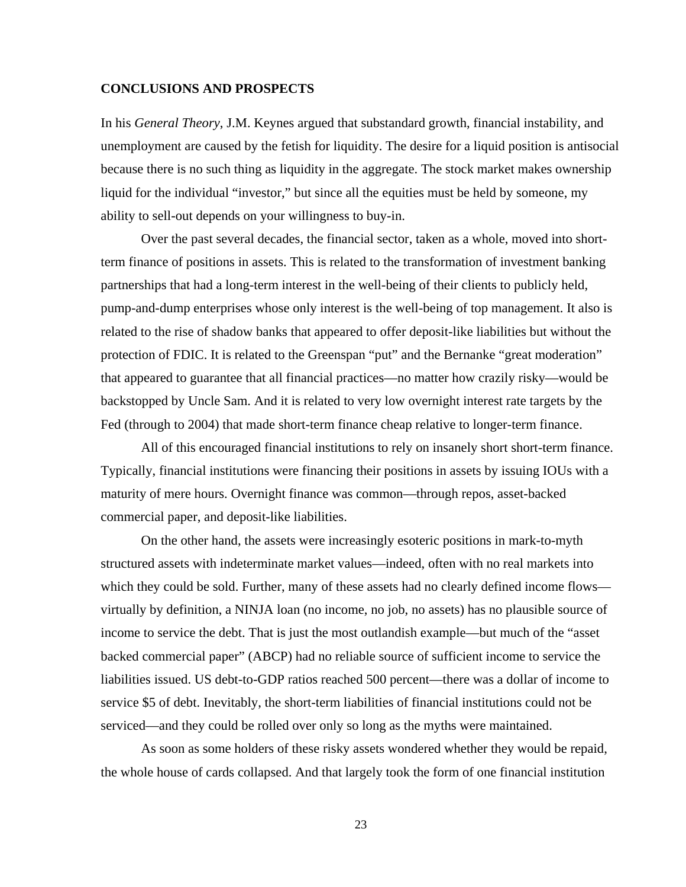## CONCLUSIONS AND PROSPECTS

In his *General Theory*, J.M. Keynes argued that substandard growth, financial instability, and unemployment are caused by the fetish for liquidity. The desire for a liquid position is antisocial because there is no such thing as liquidity in the aggregate. The stock market makes ownership liquid for the individual "investor," but since all the equities must be held by someone, my ability to sell-out depends on your willingness to buy-in.

Over the past several decades, the financial sector, taken as a whole, moved into short-term finance of positions in assets. This is related to the transformation of investment banking partnerships that had a long-term interest in the well-being of their clients to publicly held, pump-and-dump enterprises whose only interest is the well-being of top management. It also is related to the rise of shadow banks that appeared to offer deposit-like liabilities but without the protection of FDIC. It is related to the Greenspan "put" and the Bernanke "great moderation" that appeared to guarantee that all financial practices—no matter how crazily risky—would be backstopped by Uncle Sam. And it is related to very low overnight interest rate targets by the Fed (through to 2004) that made short-term finance cheap relative to longer-term finance.

All of this encouraged financial institutions to rely on insanely short short-term finance. Typically, financial institutions were financing their positions in assets by issuing IOUs with a maturity of mere hours. Overnight finance was common—through repos, asset-backed commercial paper, and deposit-like liabilities.

On the other hand, the assets were increasingly esoteric positions in mark-to-myth structured assets with indeterminate market values—indeed, often with no real markets into which they could be sold. Further, many of these assets had no clearly defined income flows—virtually by definition, a NINJA loan (no income, no job, no assets) has no plausible source of income to service the debt. That is just the most outlandish example—but much of the "asset backed commercial paper" (ABCP) had no reliable source of sufficient income to service the liabilities issued. US debt-to-GDP ratios reached 500 percent—there was a dollar of income to service $5 of debt. Inevitably, the short-term liabilities of financial institutions could not be serviced—and they could be rolled over only so long as the myths were maintained.

As soon as some holders of these risky assets wondered whether they would be repaid, the whole house of cards collapsed. And that largely took the form of one financial institution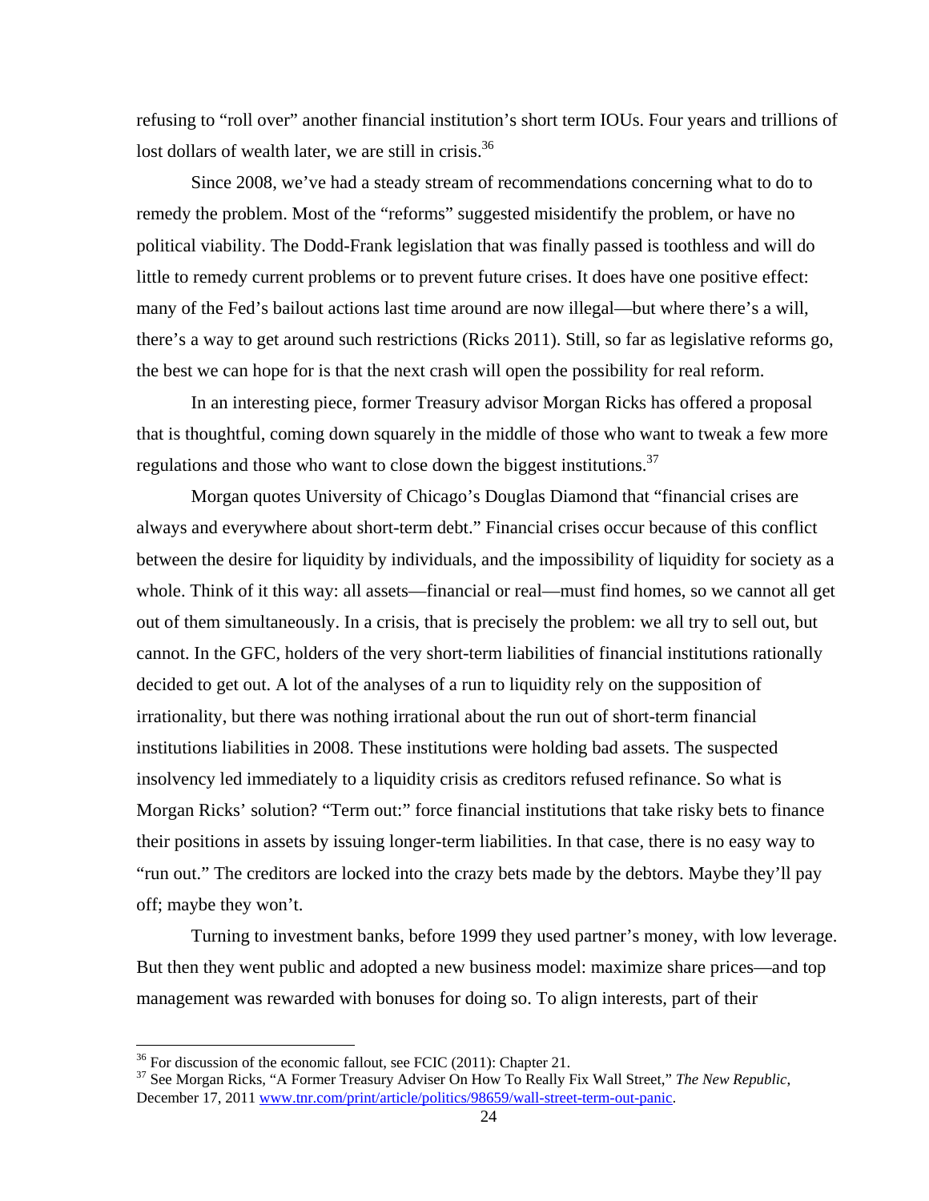refusing to "roll over" another financial institution's short term IOUs. Four years and trillions of lost dollars of wealth later, we are still in crisis.[36]

Since 2008, we've had a steady stream of recommendations concerning what to do to remedy the problem. Most of the "reforms" suggested misidentify the problem, or have no political viability. The Dodd-Frank legislation that was finally passed is toothless and will do little to remedy current problems or to prevent future crises. It does have one positive effect: many of the Fed's bailout actions last time around are now illegal—but where there's a will, there's a way to get around such restrictions (Ricks 2011). Still, so far as legislative reforms go, the best we can hope for is that the next crash will open the possibility for real reform.

In an interesting piece, former Treasury advisor Morgan Ricks has offered a proposal that is thoughtful, coming down squarely in the middle of those who want to tweak a few more regulations and those who want to close down the biggest institutions.[37]

Morgan quotes University of Chicago's Douglas Diamond that "financial crises are always and everywhere about short-term debt." Financial crises occur because of this conflict between the desire for liquidity by individuals, and the impossibility of liquidity for society as a whole. Think of it this way: all assets—financial or real—must find homes, so we cannot all get out of them simultaneously. In a crisis, that is precisely the problem: we all try to sell out, but cannot. In the GFC, holders of the very short-term liabilities of financial institutions rationally decided to get out. A lot of the analyses of a run to liquidity rely on the supposition of irrationality, but there was nothing irrational about the run out of short-term financial institutions liabilities in 2008. These institutions were holding bad assets. The suspected insolvency led immediately to a liquidity crisis as creditors refused refinance. So what is Morgan Ricks' solution? "Term out:" force financial institutions that take risky bets to finance their positions in assets by issuing longer-term liabilities. In that case, there is no easy way to "run out." The creditors are locked into the crazy bets made by the debtors. Maybe they'll pay off; maybe they won't.

Turning to investment banks, before 1999 they used partner's money, with low leverage. But then they went public and adopted a new business model: maximize share prices—and top management was rewarded with bonuses for doing so. To align interests, part of their

---

[36] For discussion of the economic fallout, see FCIC (2011): Chapter 21.

[37] See Morgan Ricks, "A Former Treasury Adviser On How To Really Fix Wall Street," *The New Republic*, December 17, 2011 [www.tnr.com/print/article/politics/98659/wall-street-term-out-panic](www.tnr.com/print/article/politics/98659/wall-street-term-out-panic).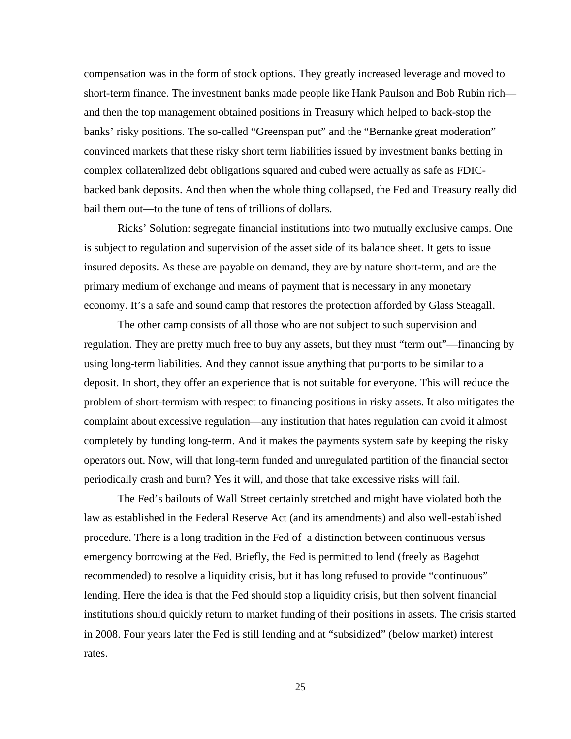compensation was in the form of stock options. They greatly increased leverage and moved to short-term finance. The investment banks made people like Hank Paulson and Bob Rubin rich—and then the top management obtained positions in Treasury which helped to back-stop the banks' risky positions. The so-called "Greenspan put" and the "Bernanke great moderation" convinced markets that these risky short term liabilities issued by investment banks betting in complex collateralized debt obligations squared and cubed were actually as safe as FDIC-backed bank deposits. And then when the whole thing collapsed, the Fed and Treasury really did bail them out—to the tune of tens of trillions of dollars.

Ricks' Solution: segregate financial institutions into two mutually exclusive camps. One is subject to regulation and supervision of the asset side of its balance sheet. It gets to issue insured deposits. As these are payable on demand, they are by nature short-term, and are the primary medium of exchange and means of payment that is necessary in any monetary economy. It's a safe and sound camp that restores the protection afforded by Glass Steagall.

The other camp consists of all those who are not subject to such supervision and regulation. They are pretty much free to buy any assets, but they must "term out"—financing by using long-term liabilities. And they cannot issue anything that purports to be similar to a deposit. In short, they offer an experience that is not suitable for everyone. This will reduce the problem of short-termism with respect to financing positions in risky assets. It also mitigates the complaint about excessive regulation—any institution that hates regulation can avoid it almost completely by funding long-term. And it makes the payments system safe by keeping the risky operators out. Now, will that long-term funded and unregulated partition of the financial sector periodically crash and burn? Yes it will, and those that take excessive risks will fail.

The Fed's bailouts of Wall Street certainly stretched and might have violated both the law as established in the Federal Reserve Act (and its amendments) and also well-established procedure. There is a long tradition in the Fed of a distinction between continuous versus emergency borrowing at the Fed. Briefly, the Fed is permitted to lend (freely as Bagehot recommended) to resolve a liquidity crisis, but it has long refused to provide "continuous" lending. Here the idea is that the Fed should stop a liquidity crisis, but then solvent financial institutions should quickly return to market funding of their positions in assets. The crisis started in 2008. Four years later the Fed is still lending and at "subsidized" (below market) interest rates.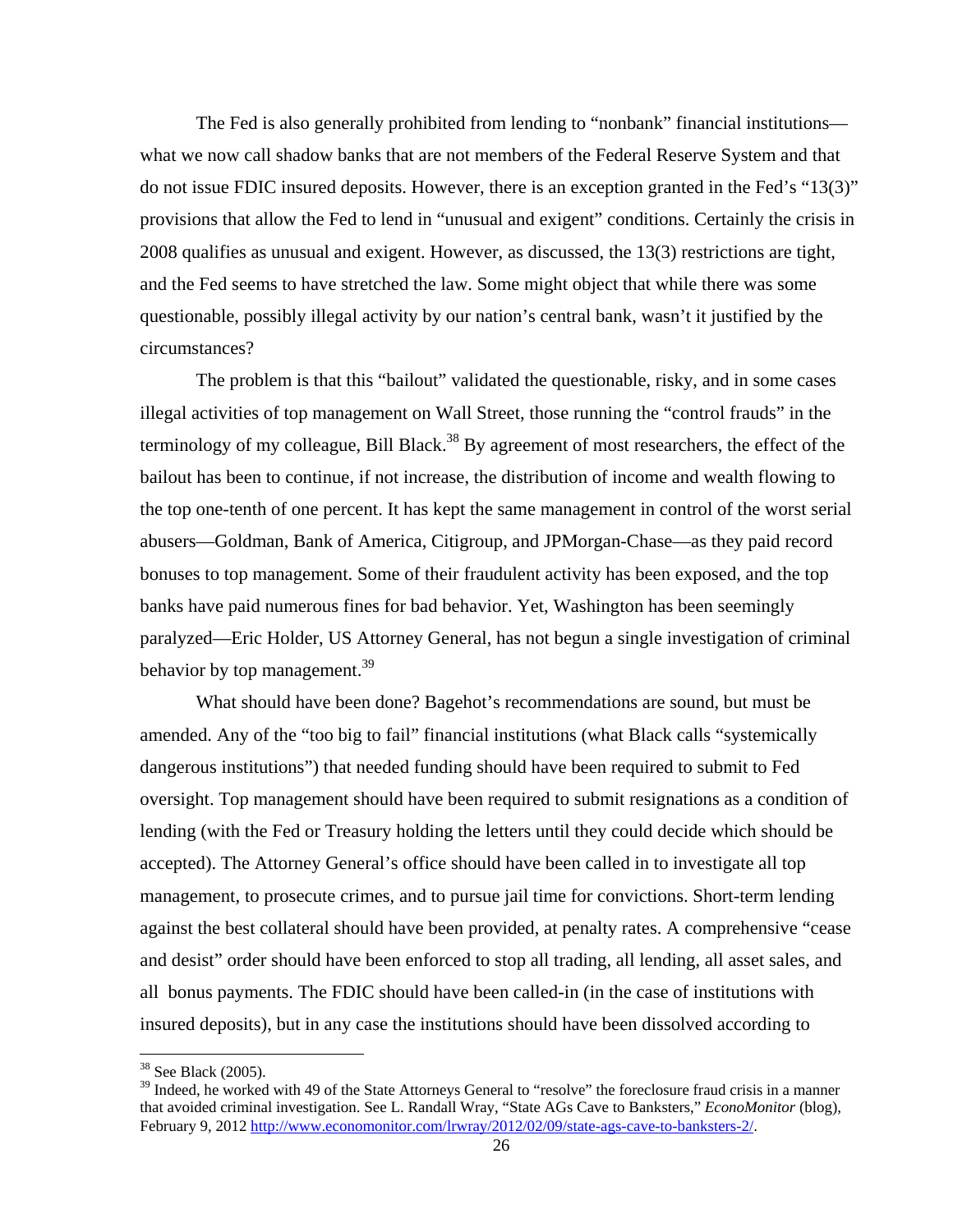The Fed is also generally prohibited from lending to "nonbank" financial institutions—what we now call shadow banks that are not members of the Federal Reserve System and that do not issue FDIC insured deposits. However, there is an exception granted in the Fed's "13(3)" provisions that allow the Fed to lend in "unusual and exigent" conditions. Certainly the crisis in 2008 qualifies as unusual and exigent. However, as discussed, the 13(3) restrictions are tight, and the Fed seems to have stretched the law. Some might object that while there was some questionable, possibly illegal activity by our nation's central bank, wasn't it justified by the circumstances?

The problem is that this "bailout" validated the questionable, risky, and in some cases illegal activities of top management on Wall Street, those running the "control frauds" in the terminology of my colleague, Bill Black.[38] By agreement of most researchers, the effect of the bailout has been to continue, if not increase, the distribution of income and wealth flowing to the top one-tenth of one percent. It has kept the same management in control of the worst serial abusers—Goldman, Bank of America, Citigroup, and JPMorgan-Chase—as they paid record bonuses to top management. Some of their fraudulent activity has been exposed, and the top banks have paid numerous fines for bad behavior. Yet, Washington has been seemingly paralyzed—Eric Holder, US Attorney General, has not begun a single investigation of criminal behavior by top management.[39]

What should have been done? Bagehot's recommendations are sound, but must be amended. Any of the "too big to fail" financial institutions (what Black calls "systemically dangerous institutions") that needed funding should have been required to submit to Fed oversight. Top management should have been required to submit resignations as a condition of lending (with the Fed or Treasury holding the letters until they could decide which should be accepted). The Attorney General's office should have been called in to investigate all top management, to prosecute crimes, and to pursue jail time for convictions. Short-term lending against the best collateral should have been provided, at penalty rates. A comprehensive "cease and desist" order should have been enforced to stop all trading, all lending, all asset sales, and all bonus payments. The FDIC should have been called-in (in the case of institutions with insured deposits), but in any case the institutions should have been dissolved according to

---

[38] See Black (2005).

[39] Indeed, he worked with 49 of the State Attorneys General to "resolve" the foreclosure fraud crisis in a manner that avoided criminal investigation. See L. Randall Wray, "State AGs Cave to Banksters," *EconoMonitor* (blog), February 9, 2012 http://www.economonitor.com/lrwray/2012/02/09/state-ags-cave-to-banksters-2/.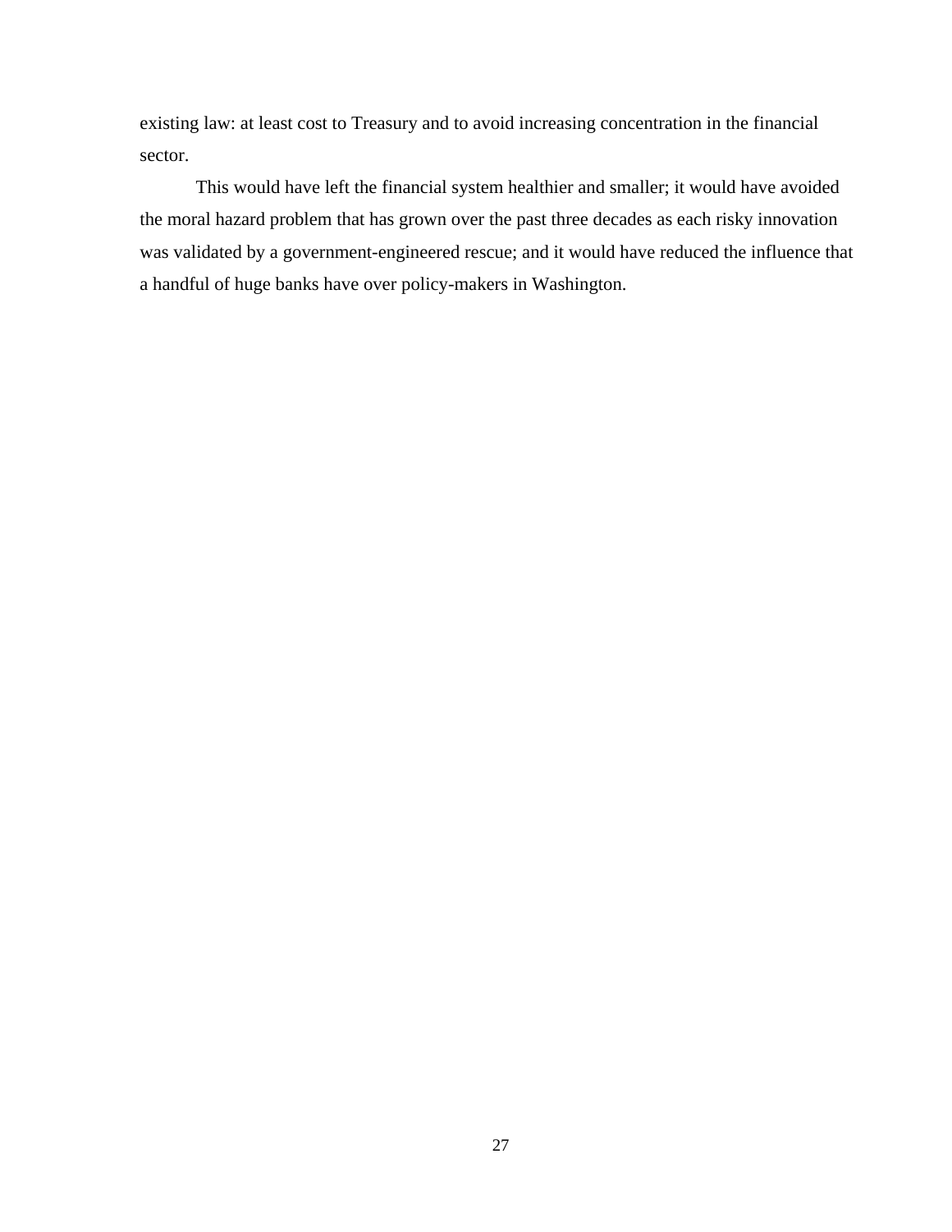existing law: at least cost to Treasury and to avoid increasing concentration in the financial sector.

This would have left the financial system healthier and smaller; it would have avoided the moral hazard problem that has grown over the past three decades as each risky innovation was validated by a government-engineered rescue; and it would have reduced the influence that a handful of huge banks have over policy-makers in Washington.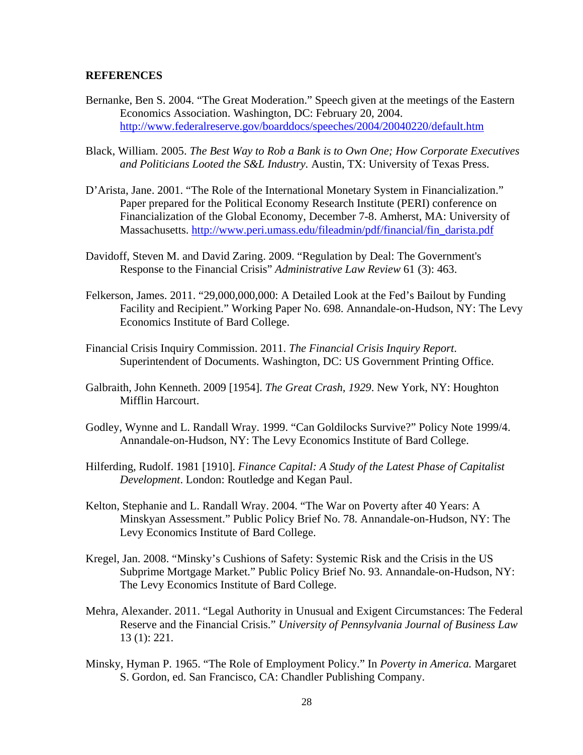## REFERENCES

Bernanke, Ben S. 2004. "The Great Moderation." Speech given at the meetings of the Eastern Economics Association. Washington, DC: February 20, 2004. http://www.federalreserve.gov/boarddocs/speeches/2004/20040220/default.htm

Black, William. 2005. *The Best Way to Rob a Bank is to Own One; How Corporate Executives and Politicians Looted the S&L Industry.* Austin, TX: University of Texas Press.

D'Arista, Jane. 2001. "The Role of the International Monetary System in Financialization." Paper prepared for the Political Economy Research Institute (PERI) conference on Financialization of the Global Economy, December 7-8. Amherst, MA: University of Massachusetts. http://www.peri.umass.edu/fileadmin/pdf/financial/fin_darista.pdf

Davidoff, Steven M. and David Zaring. 2009. "Regulation by Deal: The Government's Response to the Financial Crisis" *Administrative Law Review* 61 (3): 463.

Felkerson, James. 2011. "29,000,000,000: A Detailed Look at the Fed's Bailout by Funding Facility and Recipient." Working Paper No. 698. Annandale-on-Hudson, NY: The Levy Economics Institute of Bard College.

Financial Crisis Inquiry Commission. 2011. *The Financial Crisis Inquiry Report*. Superintendent of Documents. Washington, DC: US Government Printing Office.

Galbraith, John Kenneth. 2009 [1954]. *The Great Crash, 1929*. New York, NY: Houghton Mifflin Harcourt.

Godley, Wynne and L. Randall Wray. 1999. "Can Goldilocks Survive?" Policy Note 1999/4. Annandale-on-Hudson, NY: The Levy Economics Institute of Bard College.

Hilferding, Rudolf. 1981 [1910]. *Finance Capital: A Study of the Latest Phase of Capitalist Development*. London: Routledge and Kegan Paul.

Kelton, Stephanie and L. Randall Wray. 2004. "The War on Poverty after 40 Years: A Minskyan Assessment." Public Policy Brief No. 78. Annandale-on-Hudson, NY: The Levy Economics Institute of Bard College.

Kregel, Jan. 2008. "Minsky's Cushions of Safety: Systemic Risk and the Crisis in the US Subprime Mortgage Market." Public Policy Brief No. 93. Annandale-on-Hudson, NY: The Levy Economics Institute of Bard College.

Mehra, Alexander. 2011. "Legal Authority in Unusual and Exigent Circumstances: The Federal Reserve and the Financial Crisis." *University of Pennsylvania Journal of Business Law* 13 (1): 221.

Minsky, Hyman P. 1965. "The Role of Employment Policy." In *Poverty in America.* Margaret S. Gordon, ed. San Francisco, CA: Chandler Publishing Company.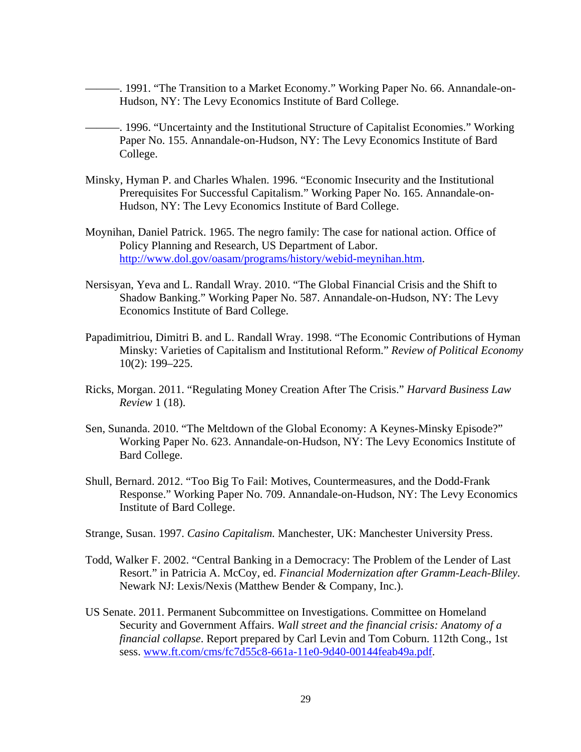———. 1991. “The Transition to a Market Economy.” Working Paper No. 66. Annandale-on-Hudson, NY: The Levy Economics Institute of Bard College.

———. 1996. “Uncertainty and the Institutional Structure of Capitalist Economies.” Working Paper No. 155. Annandale-on-Hudson, NY: The Levy Economics Institute of Bard College.

Minsky, Hyman P. and Charles Whalen. 1996. “Economic Insecurity and the Institutional Prerequisites For Successful Capitalism.” Working Paper No. 165. Annandale-on-Hudson, NY: The Levy Economics Institute of Bard College.

Moynihan, Daniel Patrick. 1965. The negro family: The case for national action. Office of Policy Planning and Research, US Department of Labor. http://www.dol.gov/oasam/programs/history/webid-meynihan.htm.

Nersisyan, Yeva and L. Randall Wray. 2010. “The Global Financial Crisis and the Shift to Shadow Banking.” Working Paper No. 587. Annandale-on-Hudson, NY: The Levy Economics Institute of Bard College.

Papadimitriou, Dimitri B. and L. Randall Wray. 1998. “The Economic Contributions of Hyman Minsky: Varieties of Capitalism and Institutional Reform.” *Review of Political Economy* 10(2): 199–225.

Ricks, Morgan. 2011. “Regulating Money Creation After The Crisis.” *Harvard Business Law Review* 1 (18).

Sen, Sunanda. 2010. “The Meltdown of the Global Economy: A Keynes-Minsky Episode?” Working Paper No. 623. Annandale-on-Hudson, NY: The Levy Economics Institute of Bard College.

Shull, Bernard. 2012. “Too Big To Fail: Motives, Countermeasures, and the Dodd-Frank Response.” Working Paper No. 709. Annandale-on-Hudson, NY: The Levy Economics Institute of Bard College.

Strange, Susan. 1997. *Casino Capitalism.* Manchester, UK: Manchester University Press.

Todd, Walker F. 2002. “Central Banking in a Democracy: The Problem of the Lender of Last Resort.” in Patricia A. McCoy, ed. *Financial Modernization after Gramm-Leach-Bliley.* Newark NJ: Lexis/Nexis (Matthew Bender & Company, Inc.).

US Senate. 2011. Permanent Subcommittee on Investigations. Committee on Homeland Security and Government Affairs. *Wall street and the financial crisis: Anatomy of a financial collapse*. Report prepared by Carl Levin and Tom Coburn. 112th Cong., 1st sess. www.ft.com/cms/fc7d55c8-661a-11e0-9d40-00144feab49a.pdf.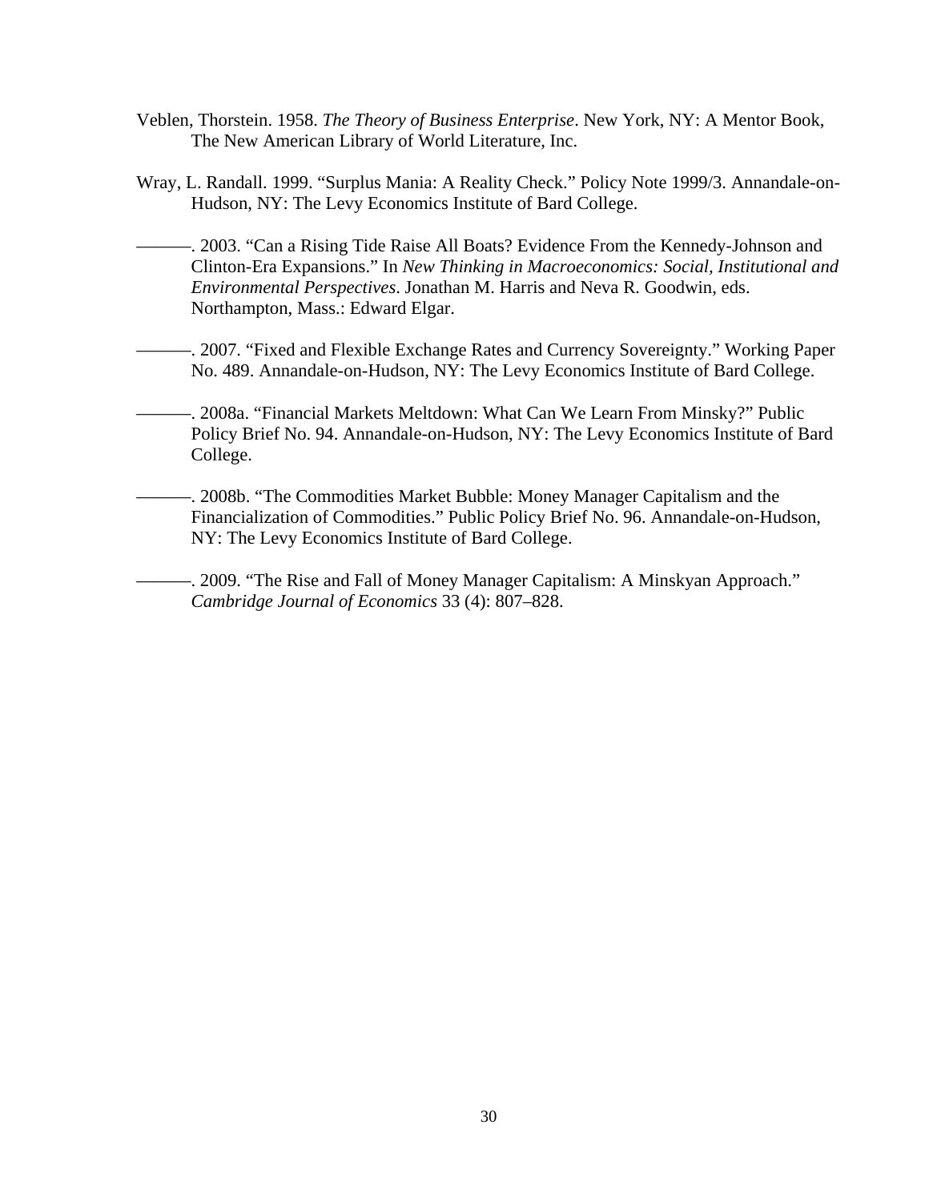Veblen, Thorstein. 1958. *The Theory of Business Enterprise*. New York, NY: A Mentor Book, The New American Library of World Literature, Inc.

Wray, L. Randall. 1999. “Surplus Mania: A Reality Check.” Policy Note 1999/3. Annandale-on-Hudson, NY: The Levy Economics Institute of Bard College.

———. 2003. “Can a Rising Tide Raise All Boats? Evidence From the Kennedy-Johnson and Clinton-Era Expansions.” In *New Thinking in Macroeconomics: Social, Institutional and Environmental Perspectives*. Jonathan M. Harris and Neva R. Goodwin, eds. Northampton, Mass.: Edward Elgar.

———. 2007. “Fixed and Flexible Exchange Rates and Currency Sovereignty.” Working Paper No. 489. Annandale-on-Hudson, NY: The Levy Economics Institute of Bard College.

———. 2008a. “Financial Markets Meltdown: What Can We Learn From Minsky?” Public Policy Brief No. 94. Annandale-on-Hudson, NY: The Levy Economics Institute of Bard College.

———. 2008b. “The Commodities Market Bubble: Money Manager Capitalism and the Financialization of Commodities.” Public Policy Brief No. 96. Annandale-on-Hudson, NY: The Levy Economics Institute of Bard College.

———. 2009. “The Rise and Fall of Money Manager Capitalism: A Minskyan Approach.” *Cambridge Journal of Economics* 33 (4): 807–828.